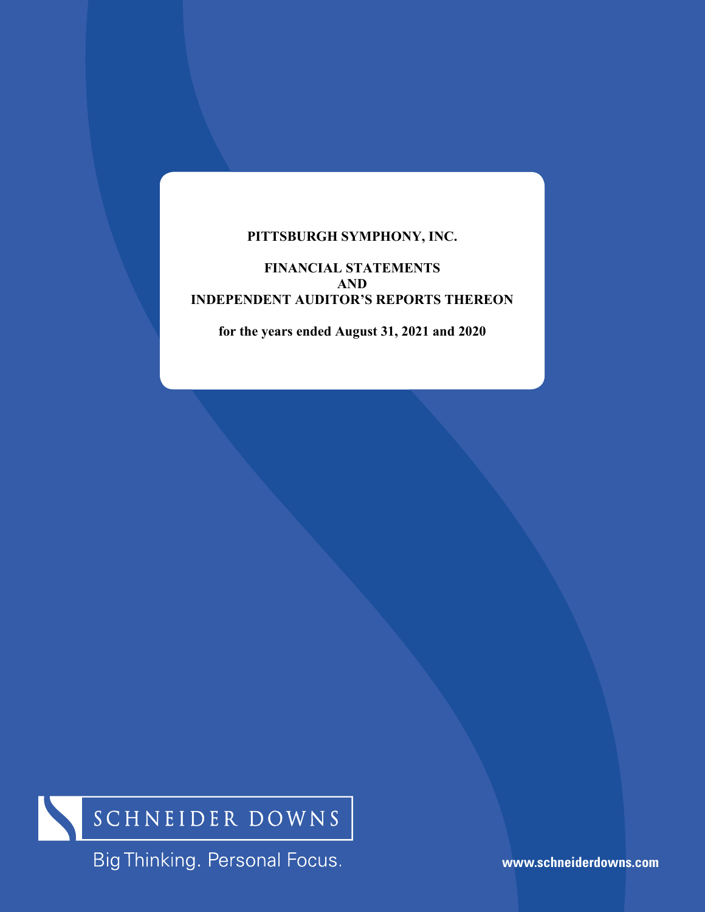# PITTSBURGH SYMPHONY, INC.

## FINANCIAL STATEMENTS
## AND
## INDEPENDENT AUDITOR'S REPORTS THEREON

**for the years ended August 31, 2021 and 2020**

SCHNEIDER DOWNS

Big Thinking. Personal Focus.

www.schneiderdowns.com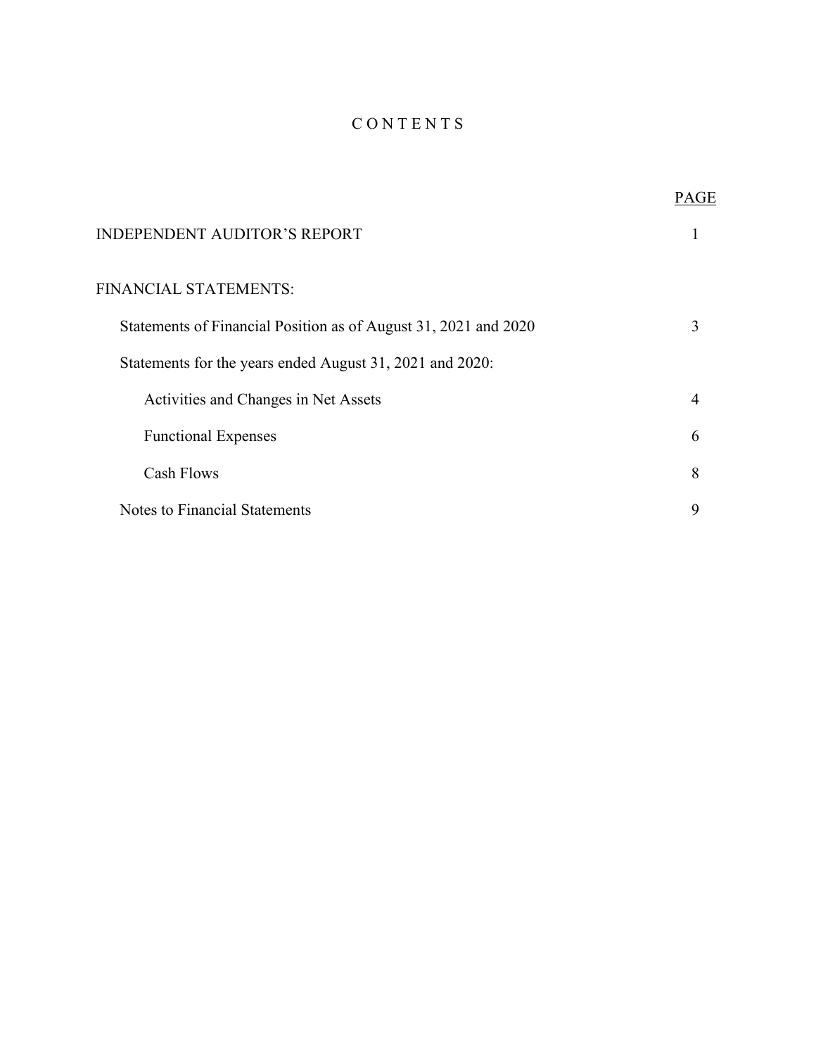# C O N T E N T S

| | PAGE |
|---|---|
| INDEPENDENT AUDITOR'S REPORT | 1 |
| FINANCIAL STATEMENTS: | |
| Statements of Financial Position as of August 31, 2021 and 2020 | 3 |
| Statements for the years ended August 31, 2021 and 2020: | |
| Activities and Changes in Net Assets | 4 |
| Functional Expenses | 6 |
| Cash Flows | 8 |
| Notes to Financial Statements | 9 |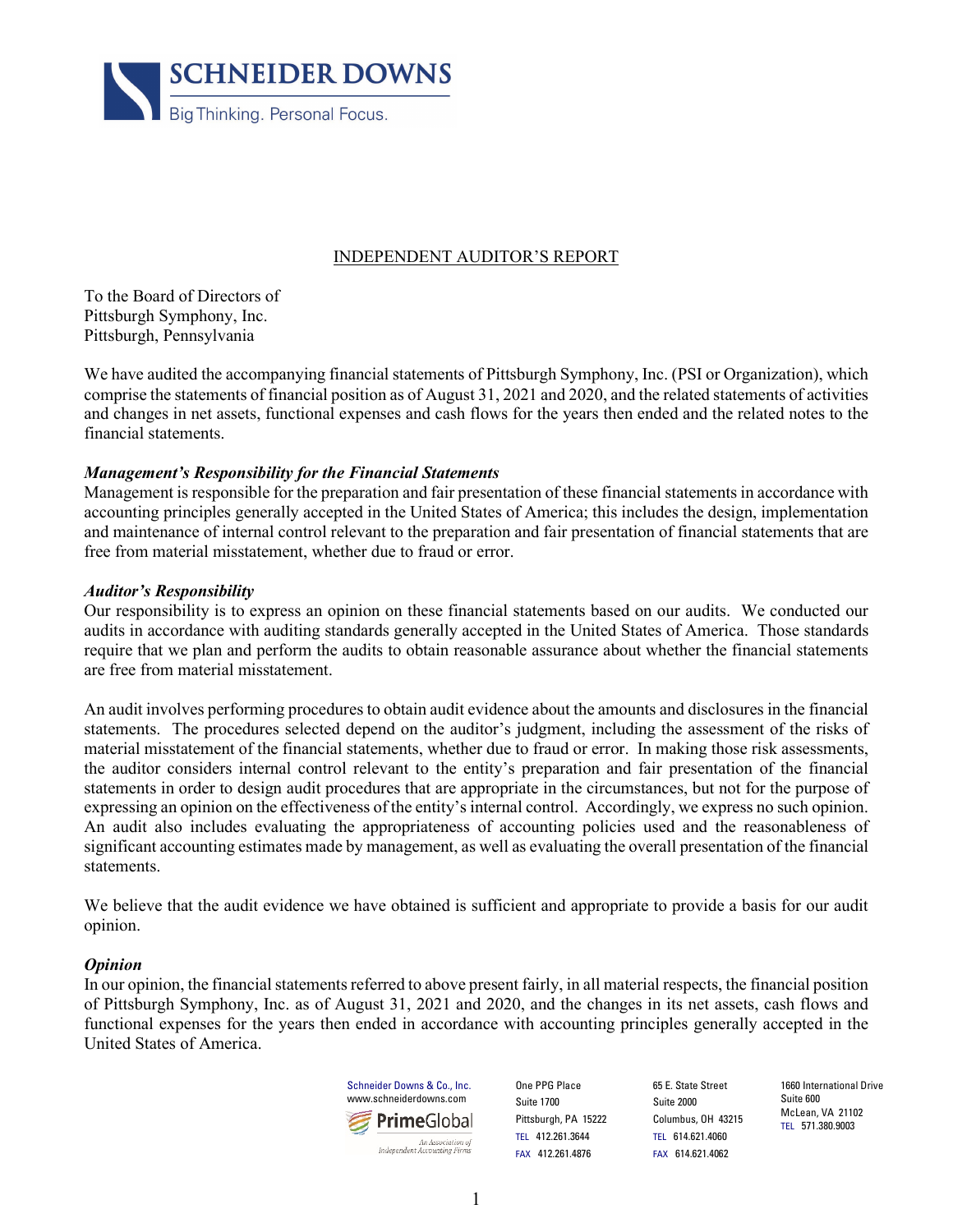**SCHNEIDER DOWNS**

Big Thinking. Personal Focus.

# INDEPENDENT AUDITOR'S REPORT

To the Board of Directors of
Pittsburgh Symphony, Inc.
Pittsburgh, Pennsylvania

We have audited the accompanying financial statements of Pittsburgh Symphony, Inc. (PSI or Organization), which comprise the statements of financial position as of August 31, 2021 and 2020, and the related statements of activities and changes in net assets, functional expenses and cash flows for the years then ended and the related notes to the financial statements.

***Management's Responsibility for the Financial Statements***

Management is responsible for the preparation and fair presentation of these financial statements in accordance with accounting principles generally accepted in the United States of America; this includes the design, implementation and maintenance of internal control relevant to the preparation and fair presentation of financial statements that are free from material misstatement, whether due to fraud or error.

***Auditor's Responsibility***

Our responsibility is to express an opinion on these financial statements based on our audits. We conducted our audits in accordance with auditing standards generally accepted in the United States of America. Those standards require that we plan and perform the audits to obtain reasonable assurance about whether the financial statements are free from material misstatement.

An audit involves performing procedures to obtain audit evidence about the amounts and disclosures in the financial statements. The procedures selected depend on the auditor's judgment, including the assessment of the risks of material misstatement of the financial statements, whether due to fraud or error. In making those risk assessments, the auditor considers internal control relevant to the entity's preparation and fair presentation of the financial statements in order to design audit procedures that are appropriate in the circumstances, but not for the purpose of expressing an opinion on the effectiveness of the entity's internal control. Accordingly, we express no such opinion. An audit also includes evaluating the appropriateness of accounting policies used and the reasonableness of significant accounting estimates made by management, as well as evaluating the overall presentation of the financial statements.

We believe that the audit evidence we have obtained is sufficient and appropriate to provide a basis for our audit opinion.

***Opinion***

In our opinion, the financial statements referred to above present fairly, in all material respects, the financial position of Pittsburgh Symphony, Inc. as of August 31, 2021 and 2020, and the changes in its net assets, cash flows and functional expenses for the years then ended in accordance with accounting principles generally accepted in the United States of America.

Schneider Downs & Co., Inc.
www.schneiderdowns.com

PrimeGlobal
An Association of Independent Accounting Firms

One PPG Place
Suite 1700
Pittsburgh, PA 15222
TEL 412.261.3644
FAX 412.261.4876

65 E. State Street
Suite 2000
Columbus, OH 43215
TEL 614.621.4060
FAX 614.621.4062

1660 International Drive
Suite 600
McLean, VA 21102
TEL 571.380.9003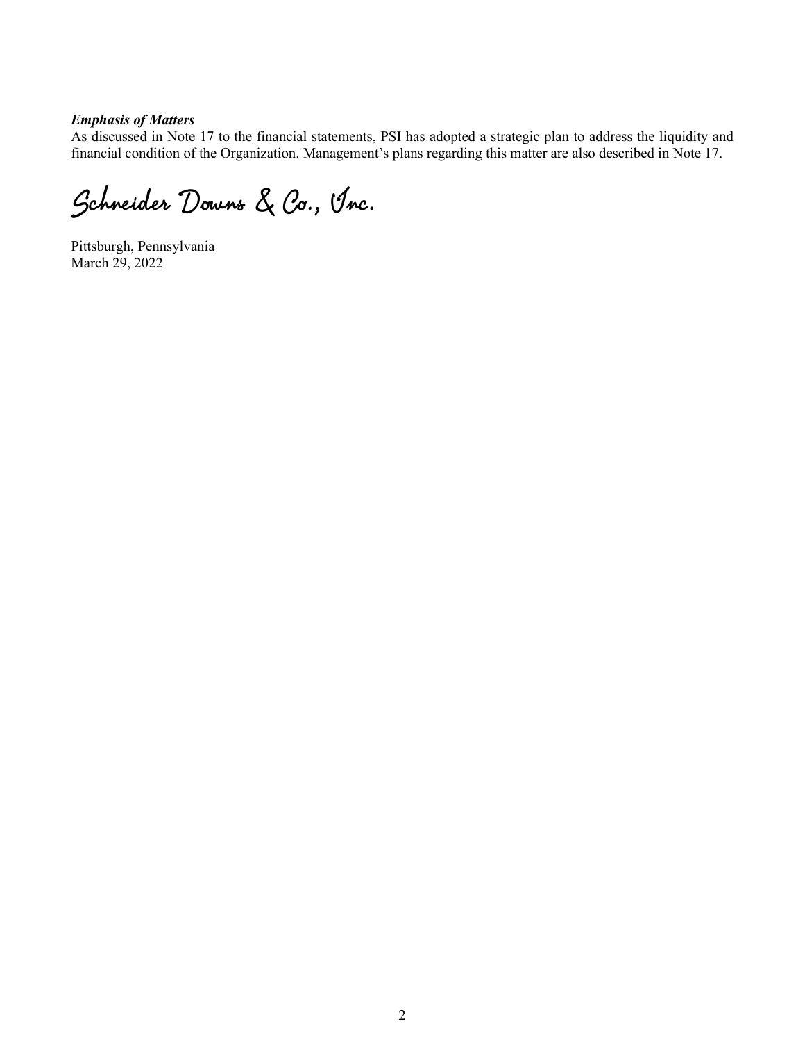***Emphasis of Matters***

As discussed in Note 17 to the financial statements, PSI has adopted a strategic plan to address the liquidity and financial condition of the Organization. Management's plans regarding this matter are also described in Note 17.

Schneider Downs & Co., Inc.

Pittsburgh, Pennsylvania
March 29, 2022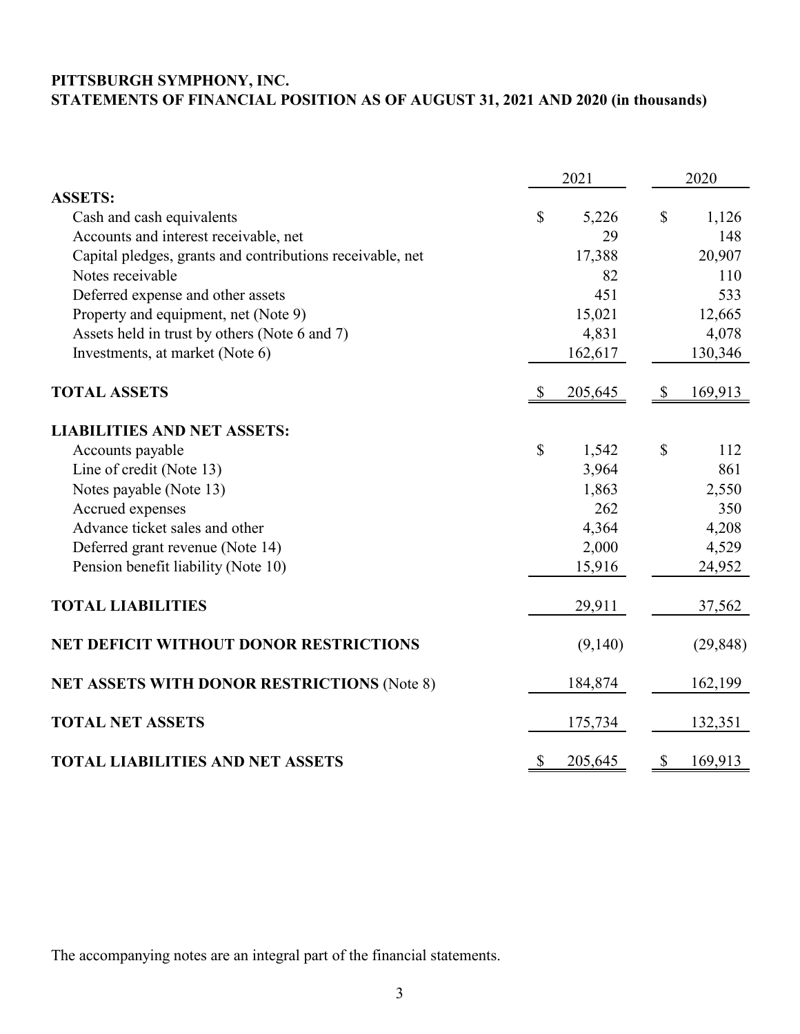**PITTSBURGH SYMPHONY, INC.**
**STATEMENTS OF FINANCIAL POSITION AS OF AUGUST 31, 2021 AND 2020 (in thousands)**

| | 2021 | 2020 |
|---|---|---|
| **ASSETS:** | | |
| Cash and cash equivalents | $ 5,226 | $ 1,126 |
| Accounts and interest receivable, net | 29 | 148 |
| Capital pledges, grants and contributions receivable, net | 17,388 | 20,907 |
| Notes receivable | 82 | 110 |
| Deferred expense and other assets | 451 | 533 |
| Property and equipment, net (Note 9) | 15,021 | 12,665 |
| Assets held in trust by others (Note 6 and 7) | 4,831 | 4,078 |
| Investments, at market (Note 6) | 162,617 | 130,346 |
| **TOTAL ASSETS** | $ 205,645 | $ 169,913 |
| **LIABILITIES AND NET ASSETS:** | | |
| Accounts payable | $ 1,542 | $ 112 |
| Line of credit (Note 13) | 3,964 | 861 |
| Notes payable (Note 13) | 1,863 | 2,550 |
| Accrued expenses | 262 | 350 |
| Advance ticket sales and other | 4,364 | 4,208 |
| Deferred grant revenue (Note 14) | 2,000 | 4,529 |
| Pension benefit liability (Note 10) | 15,916 | 24,952 |
| **TOTAL LIABILITIES** | 29,911 | 37,562 |
| **NET DEFICIT WITHOUT DONOR RESTRICTIONS** | (9,140) | (29,848) |
| **NET ASSETS WITH DONOR RESTRICTIONS** (Note 8) | 184,874 | 162,199 |
| **TOTAL NET ASSETS** | 175,734 | 132,351 |
| **TOTAL LIABILITIES AND NET ASSETS** | $ 205,645 | $ 169,913 |

The accompanying notes are an integral part of the financial statements.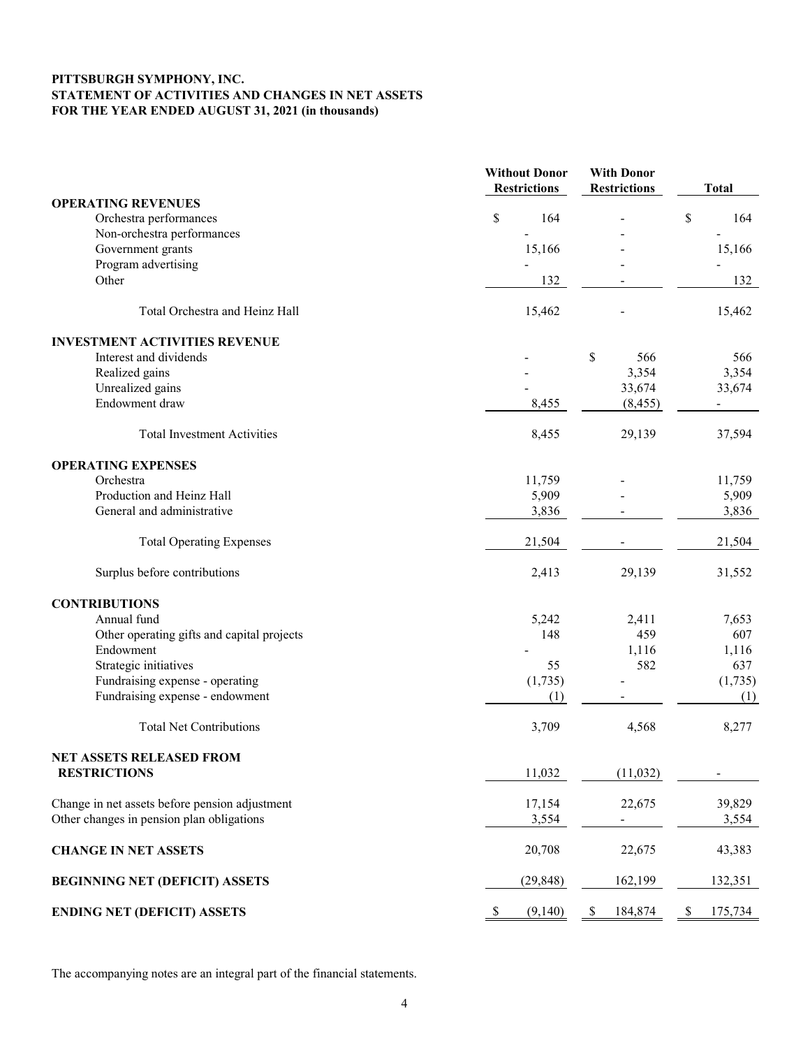**PITTSBURGH SYMPHONY, INC.**
**STATEMENT OF ACTIVITIES AND CHANGES IN NET ASSETS**
**FOR THE YEAR ENDED AUGUST 31, 2021 (in thousands)**

| | Without Donor Restrictions | With Donor Restrictions | Total |
|---|---|---|---|
| **OPERATING REVENUES** | | | |
| Orchestra performances | $ 164 | - | $ 164 |
| Non-orchestra performances | - | - | - |
| Government grants | 15,166 | - | 15,166 |
| Program advertising | - | - | - |
| Other | 132 | - | 132 |
| Total Orchestra and Heinz Hall | 15,462 | - | 15,462 |
| **INVESTMENT ACTIVITIES REVENUE** | | | |
| Interest and dividends | - | $ 566 | 566 |
| Realized gains | - | 3,354 | 3,354 |
| Unrealized gains | - | 33,674 | 33,674 |
| Endowment draw | 8,455 | (8,455) | - |
| Total Investment Activities | 8,455 | 29,139 | 37,594 |
| **OPERATING EXPENSES** | | | |
| Orchestra | 11,759 | - | 11,759 |
| Production and Heinz Hall | 5,909 | - | 5,909 |
| General and administrative | 3,836 | - | 3,836 |
| Total Operating Expenses | 21,504 | - | 21,504 |
| Surplus before contributions | 2,413 | 29,139 | 31,552 |
| **CONTRIBUTIONS** | | | |
| Annual fund | 5,242 | 2,411 | 7,653 |
| Other operating gifts and capital projects | 148 | 459 | 607 |
| Endowment | - | 1,116 | 1,116 |
| Strategic initiatives | 55 | 582 | 637 |
| Fundraising expense - operating | (1,735) | - | (1,735) |
| Fundraising expense - endowment | (1) | - | (1) |
| Total Net Contributions | 3,709 | 4,568 | 8,277 |
| **NET ASSETS RELEASED FROM RESTRICTIONS** | 11,032 | (11,032) | - |
| Change in net assets before pension adjustment | 17,154 | 22,675 | 39,829 |
| Other changes in pension plan obligations | 3,554 | - | 3,554 |
| **CHANGE IN NET ASSETS** | 20,708 | 22,675 | 43,383 |
| **BEGINNING NET (DEFICIT) ASSETS** | (29,848) | 162,199 | 132,351 |
| **ENDING NET (DEFICIT) ASSETS** | $ (9,140) | $ 184,874 | $ 175,734 |

The accompanying notes are an integral part of the financial statements.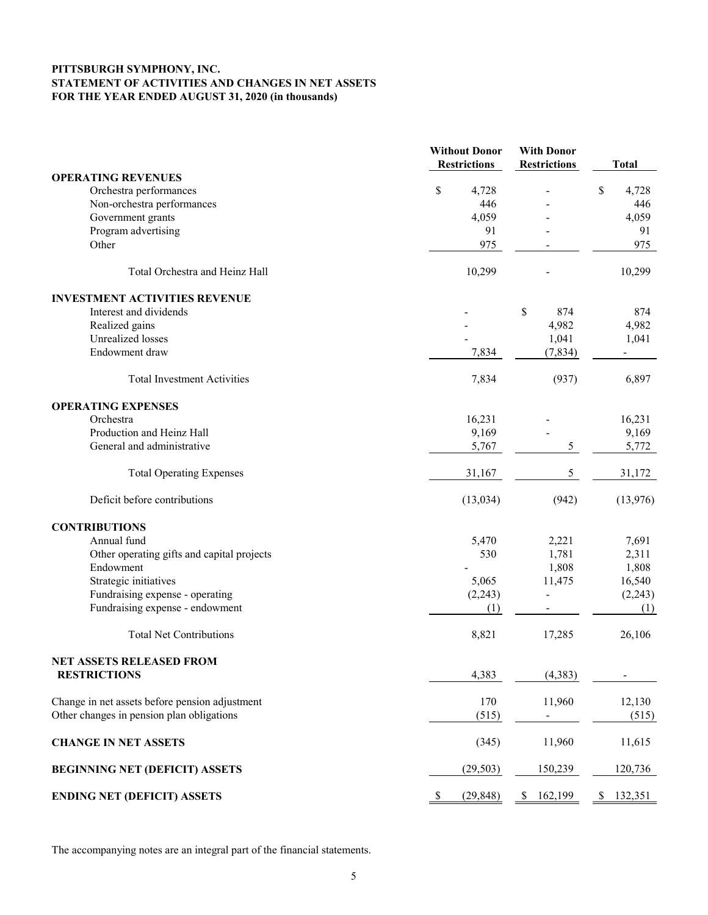**PITTSBURGH SYMPHONY, INC.**
**STATEMENT OF ACTIVITIES AND CHANGES IN NET ASSETS**
**FOR THE YEAR ENDED AUGUST 31, 2020 (in thousands)**

| | Without Donor Restrictions | With Donor Restrictions | Total |
|---|---|---|---|
| **OPERATING REVENUES** | | | |
| Orchestra performances | $ 4,728 | - | $ 4,728 |
| Non-orchestra performances | 446 | - | 446 |
| Government grants | 4,059 | - | 4,059 |
| Program advertising | 91 | - | 91 |
| Other | 975 | - | 975 |
| Total Orchestra and Heinz Hall | 10,299 | - | 10,299 |
| **INVESTMENT ACTIVITIES REVENUE** | | | |
| Interest and dividends | - | $ 874 | 874 |
| Realized gains | - | 4,982 | 4,982 |
| Unrealized losses | - | 1,041 | 1,041 |
| Endowment draw | 7,834 | (7,834) | - |
| Total Investment Activities | 7,834 | (937) | 6,897 |
| **OPERATING EXPENSES** | | | |
| Orchestra | 16,231 | - | 16,231 |
| Production and Heinz Hall | 9,169 | - | 9,169 |
| General and administrative | 5,767 | 5 | 5,772 |
| Total Operating Expenses | 31,167 | 5 | 31,172 |
| Deficit before contributions | (13,034) | (942) | (13,976) |
| **CONTRIBUTIONS** | | | |
| Annual fund | 5,470 | 2,221 | 7,691 |
| Other operating gifts and capital projects | 530 | 1,781 | 2,311 |
| Endowment | - | 1,808 | 1,808 |
| Strategic initiatives | 5,065 | 11,475 | 16,540 |
| Fundraising expense - operating | (2,243) | - | (2,243) |
| Fundraising expense - endowment | (1) | - | (1) |
| Total Net Contributions | 8,821 | 17,285 | 26,106 |
| **NET ASSETS RELEASED FROM RESTRICTIONS** | 4,383 | (4,383) | - |
| Change in net assets before pension adjustment | 170 | 11,960 | 12,130 |
| Other changes in pension plan obligations | (515) | - | (515) |
| **CHANGE IN NET ASSETS** | (345) | 11,960 | 11,615 |
| **BEGINNING NET (DEFICIT) ASSETS** | (29,503) | 150,239 | 120,736 |
| **ENDING NET (DEFICIT) ASSETS** | $ (29,848) | $ 162,199 | $ 132,351 |

The accompanying notes are an integral part of the financial statements.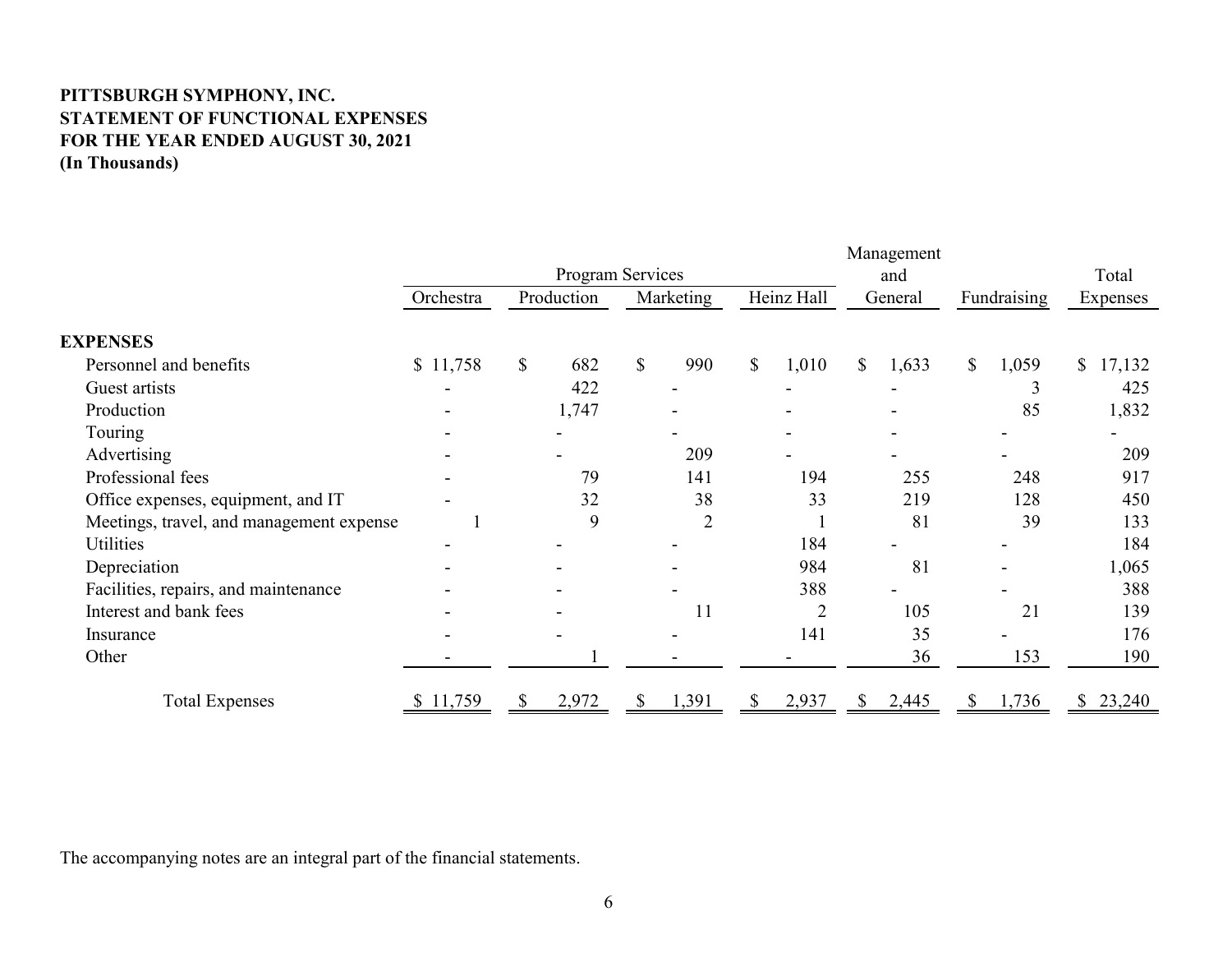**PITTSBURGH SYMPHONY, INC.**
**STATEMENT OF FUNCTIONAL EXPENSES**
**FOR THE YEAR ENDED AUGUST 30, 2021**
**(In Thousands)**

| | Program Services | | | | Management and General | Fundraising | Total Expenses |
|---|---|---|---|---|---|---|---|
| | Orchestra | Production | Marketing | Heinz Hall | | | |
| **EXPENSES** | | | | | | | |
| Personnel and benefits | $ 11,758 | $ 682 | $ 990 | $ 1,010 | $ 1,633 | $ 1,059 | $ 17,132 |
| Guest artists | - | 422 | - | - | - | 3 | 425 |
| Production | - | 1,747 | - | - | - | 85 | 1,832 |
| Touring | - | - | - | - | - | - | - |
| Advertising | - | - | 209 | - | - | - | 209 |
| Professional fees | - | 79 | 141 | 194 | 255 | 248 | 917 |
| Office expenses, equipment, and IT | - | 32 | 38 | 33 | 219 | 128 | 450 |
| Meetings, travel, and management expense | 1 | 9 | 2 | 1 | 81 | 39 | 133 |
| Utilities | - | - | - | 184 | - | - | 184 |
| Depreciation | - | - | - | 984 | 81 | - | 1,065 |
| Facilities, repairs, and maintenance | - | - | - | 388 | - | - | 388 |
| Interest and bank fees | - | - | 11 | 2 | 105 | 21 | 139 |
| Insurance | - | - | - | 141 | 35 | - | 176 |
| Other | - | 1 | - | - | 36 | 153 | 190 |
| Total Expenses | $ 11,759 | $ 2,972 | $ 1,391 | $ 2,937 | $ 2,445 | $ 1,736 | $ 23,240 |

The accompanying notes are an integral part of the financial statements.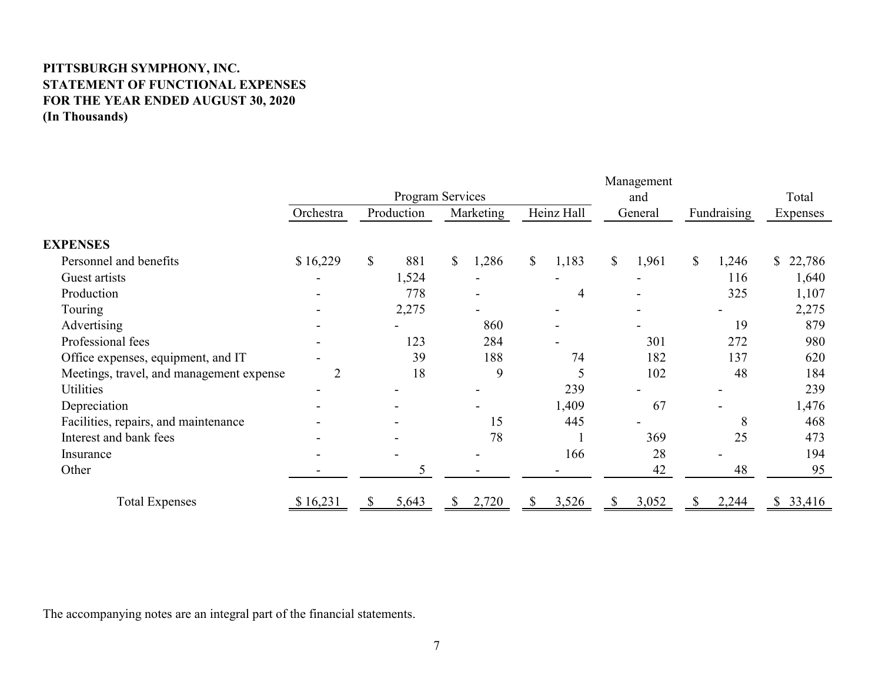**PITTSBURGH SYMPHONY, INC.**
**STATEMENT OF FUNCTIONAL EXPENSES**
**FOR THE YEAR ENDED AUGUST 30, 2020**
**(In Thousands)**

| | Program Services | | | | Management and General | Fundraising | Total Expenses |
|---|---|---|---|---|---|---|---|
| | Orchestra | Production | Marketing | Heinz Hall | | | |
| **EXPENSES** | | | | | | | |
| Personnel and benefits | $ 16,229 | $ 881 | $ 1,286 | $ 1,183 | $ 1,961 | $ 1,246 | $ 22,786 |
| Guest artists | - | 1,524 | - | - | - | 116 | 1,640 |
| Production | - | 778 | - | 4 | - | 325 | 1,107 |
| Touring | - | 2,275 | - | - | - | - | 2,275 |
| Advertising | - | - | 860 | - | - | 19 | 879 |
| Professional fees | - | 123 | 284 | - | 301 | 272 | 980 |
| Office expenses, equipment, and IT | - | 39 | 188 | 74 | 182 | 137 | 620 |
| Meetings, travel, and management expense | 2 | 18 | 9 | 5 | 102 | 48 | 184 |
| Utilities | - | - | - | 239 | - | - | 239 |
| Depreciation | - | - | - | 1,409 | 67 | - | 1,476 |
| Facilities, repairs, and maintenance | - | - | 15 | 445 | - | 8 | 468 |
| Interest and bank fees | - | - | 78 | 1 | 369 | 25 | 473 |
| Insurance | - | - | - | 166 | 28 | - | 194 |
| Other | - | 5 | - | - | 42 | 48 | 95 |
| Total Expenses | $ 16,231 | $ 5,643 | $ 2,720 | $ 3,526 | $ 3,052 | $ 2,244 | $ 33,416 |

The accompanying notes are an integral part of the financial statements.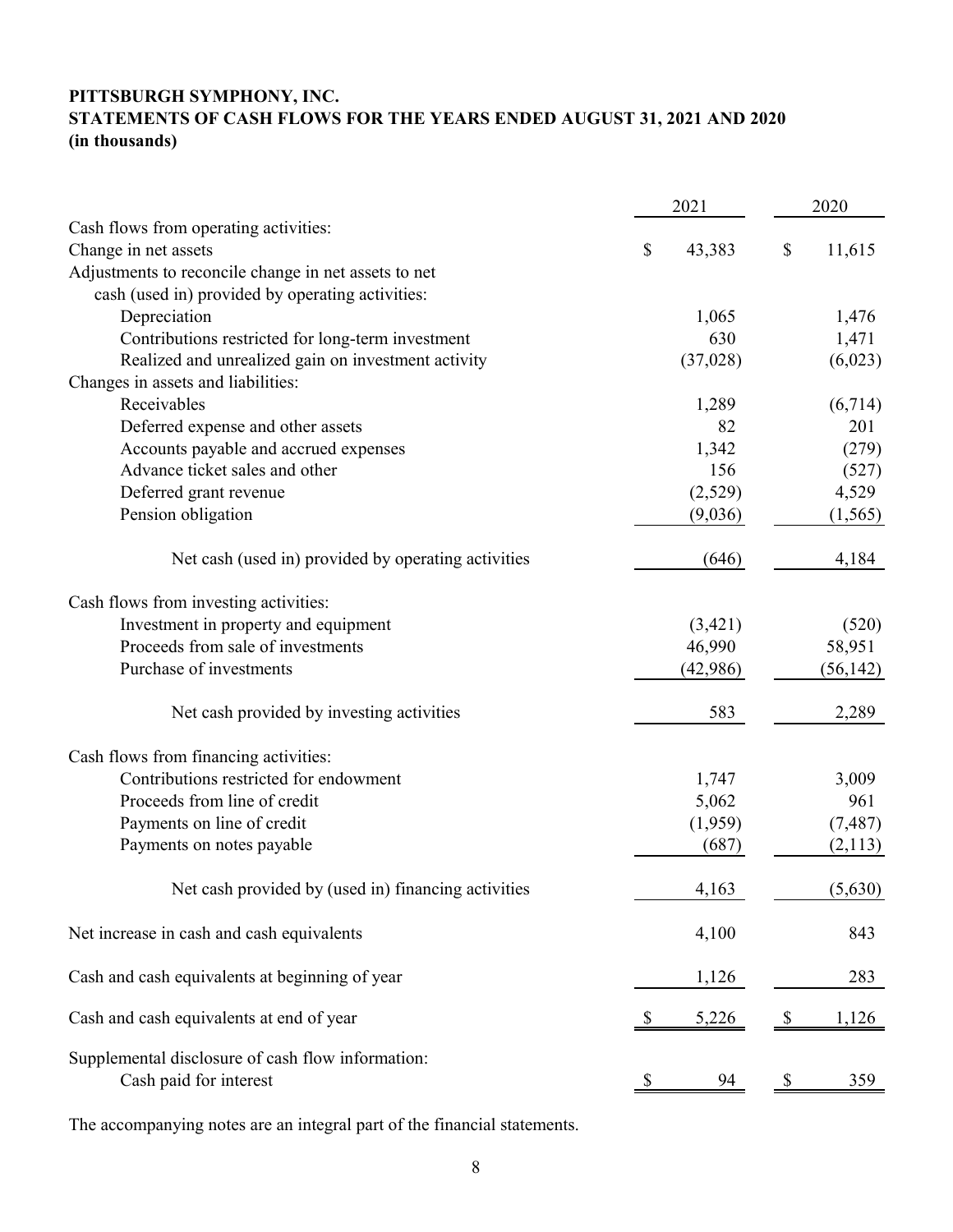**PITTSBURGH SYMPHONY, INC.**
**STATEMENTS OF CASH FLOWS FOR THE YEARS ENDED AUGUST 31, 2021 AND 2020**
**(in thousands)**

| | 2021 | 2020 |
|---|---|---|
| Cash flows from operating activities: | | |
| Change in net assets | $ 43,383 | $ 11,615 |
| Adjustments to reconcile change in net assets to net cash (used in) provided by operating activities: | | |
| Depreciation | 1,065 | 1,476 |
| Contributions restricted for long-term investment | 630 | 1,471 |
| Realized and unrealized gain on investment activity | (37,028) | (6,023) |
| Changes in assets and liabilities: | | |
| Receivables | 1,289 | (6,714) |
| Deferred expense and other assets | 82 | 201 |
| Accounts payable and accrued expenses | 1,342 | (279) |
| Advance ticket sales and other | 156 | (527) |
| Deferred grant revenue | (2,529) | 4,529 |
| Pension obligation | (9,036) | (1,565) |
| Net cash (used in) provided by operating activities | (646) | 4,184 |
| Cash flows from investing activities: | | |
| Investment in property and equipment | (3,421) | (520) |
| Proceeds from sale of investments | 46,990 | 58,951 |
| Purchase of investments | (42,986) | (56,142) |
| Net cash provided by investing activities | 583 | 2,289 |
| Cash flows from financing activities: | | |
| Contributions restricted for endowment | 1,747 | 3,009 |
| Proceeds from line of credit | 5,062 | 961 |
| Payments on line of credit | (1,959) | (7,487) |
| Payments on notes payable | (687) | (2,113) |
| Net cash provided by (used in) financing activities | 4,163 | (5,630) |
| Net increase in cash and cash equivalents | 4,100 | 843 |
| Cash and cash equivalents at beginning of year | 1,126 | 283 |
| Cash and cash equivalents at end of year | $ 5,226 | $ 1,126 |
| Supplemental disclosure of cash flow information: | | |
| Cash paid for interest | $ 94 | $ 359 |

The accompanying notes are an integral part of the financial statements.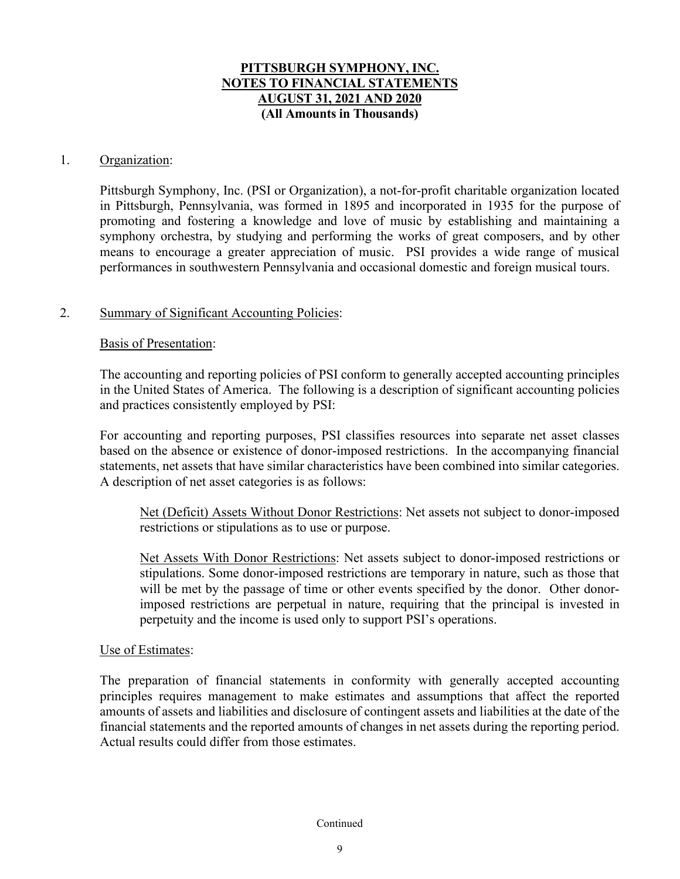# PITTSBURGH SYMPHONY, INC.
# NOTES TO FINANCIAL STATEMENTS
# AUGUST 31, 2021 AND 2020
## (All Amounts in Thousands)

1. Organization:

   Pittsburgh Symphony, Inc. (PSI or Organization), a not-for-profit charitable organization located in Pittsburgh, Pennsylvania, was formed in 1895 and incorporated in 1935 for the purpose of promoting and fostering a knowledge and love of music by establishing and maintaining a symphony orchestra, by studying and performing the works of great composers, and by other means to encourage a greater appreciation of music. PSI provides a wide range of musical performances in southwestern Pennsylvania and occasional domestic and foreign musical tours.

2. Summary of Significant Accounting Policies:

   Basis of Presentation:

   The accounting and reporting policies of PSI conform to generally accepted accounting principles in the United States of America. The following is a description of significant accounting policies and practices consistently employed by PSI:

   For accounting and reporting purposes, PSI classifies resources into separate net asset classes based on the absence or existence of donor-imposed restrictions. In the accompanying financial statements, net assets that have similar characteristics have been combined into similar categories. A description of net asset categories is as follows:

   Net (Deficit) Assets Without Donor Restrictions: Net assets not subject to donor-imposed restrictions or stipulations as to use or purpose.

   Net Assets With Donor Restrictions: Net assets subject to donor-imposed restrictions or stipulations. Some donor-imposed restrictions are temporary in nature, such as those that will be met by the passage of time or other events specified by the donor. Other donor-imposed restrictions are perpetual in nature, requiring that the principal is invested in perpetuity and the income is used only to support PSI's operations.

   Use of Estimates:

   The preparation of financial statements in conformity with generally accepted accounting principles requires management to make estimates and assumptions that affect the reported amounts of assets and liabilities and disclosure of contingent assets and liabilities at the date of the financial statements and the reported amounts of changes in net assets during the reporting period. Actual results could differ from those estimates.

Continued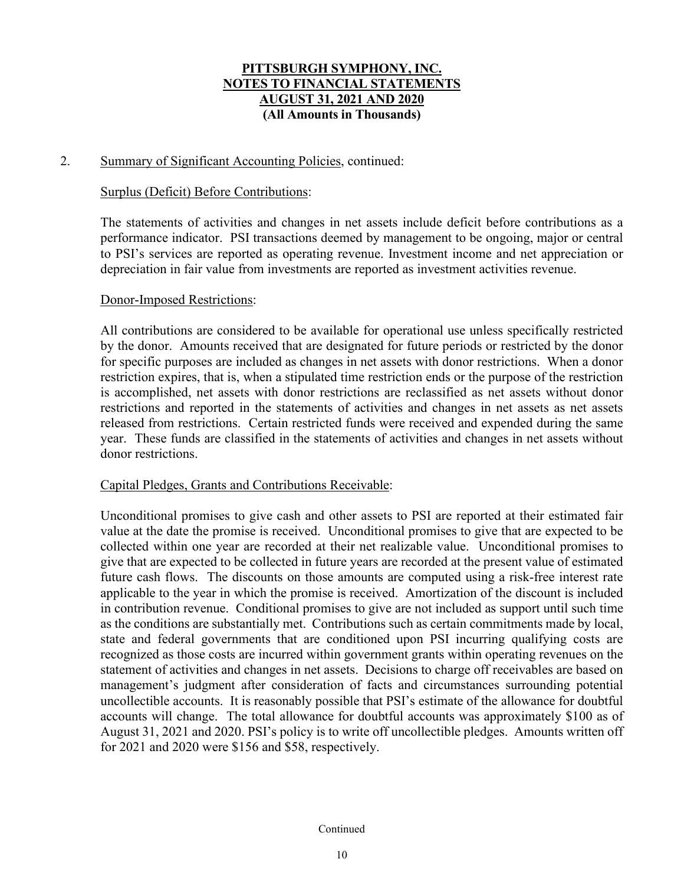# PITTSBURGH SYMPHONY, INC.
# NOTES TO FINANCIAL STATEMENTS
# AUGUST 31, 2021 AND 2020
# (All Amounts in Thousands)

2. Summary of Significant Accounting Policies, continued:

Surplus (Deficit) Before Contributions:

The statements of activities and changes in net assets include deficit before contributions as a performance indicator. PSI transactions deemed by management to be ongoing, major or central to PSI's services are reported as operating revenue. Investment income and net appreciation or depreciation in fair value from investments are reported as investment activities revenue.

Donor-Imposed Restrictions:

All contributions are considered to be available for operational use unless specifically restricted by the donor. Amounts received that are designated for future periods or restricted by the donor for specific purposes are included as changes in net assets with donor restrictions. When a donor restriction expires, that is, when a stipulated time restriction ends or the purpose of the restriction is accomplished, net assets with donor restrictions are reclassified as net assets without donor restrictions and reported in the statements of activities and changes in net assets as net assets released from restrictions. Certain restricted funds were received and expended during the same year. These funds are classified in the statements of activities and changes in net assets without donor restrictions.

Capital Pledges, Grants and Contributions Receivable:

Unconditional promises to give cash and other assets to PSI are reported at their estimated fair value at the date the promise is received. Unconditional promises to give that are expected to be collected within one year are recorded at their net realizable value. Unconditional promises to give that are expected to be collected in future years are recorded at the present value of estimated future cash flows. The discounts on those amounts are computed using a risk-free interest rate applicable to the year in which the promise is received. Amortization of the discount is included in contribution revenue. Conditional promises to give are not included as support until such time as the conditions are substantially met. Contributions such as certain commitments made by local, state and federal governments that are conditioned upon PSI incurring qualifying costs are recognized as those costs are incurred within government grants within operating revenues on the statement of activities and changes in net assets. Decisions to charge off receivables are based on management's judgment after consideration of facts and circumstances surrounding potential uncollectible accounts. It is reasonably possible that PSI's estimate of the allowance for doubtful accounts will change. The total allowance for doubtful accounts was approximately $100 as of August 31, 2021 and 2020. PSI's policy is to write off uncollectible pledges. Amounts written off for 2021 and 2020 were $156 and $58, respectively.

Continued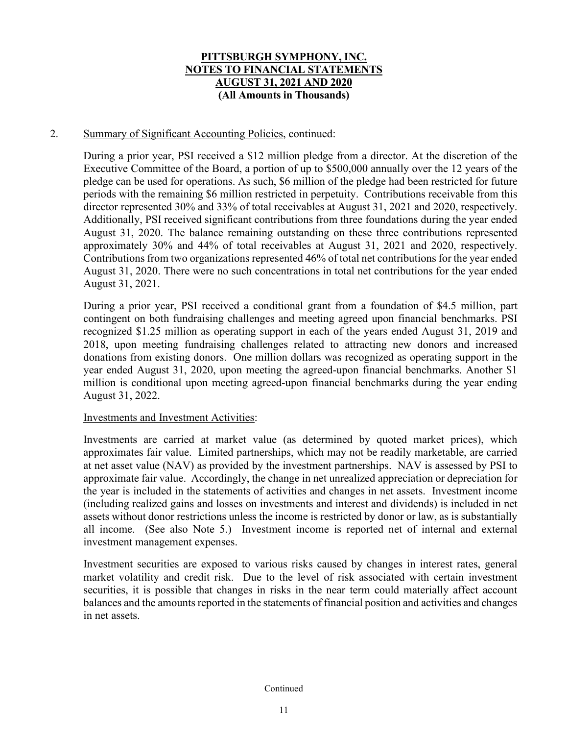**PITTSBURGH SYMPHONY, INC.**
**NOTES TO FINANCIAL STATEMENTS**
**AUGUST 31, 2021 AND 2020**
**(All Amounts in Thousands)**

2. Summary of Significant Accounting Policies, continued:

During a prior year, PSI received a $12 million pledge from a director. At the discretion of the Executive Committee of the Board, a portion of up to $500,000 annually over the 12 years of the pledge can be used for operations. As such, $6 million of the pledge had been restricted for future periods with the remaining $6 million restricted in perpetuity. Contributions receivable from this director represented 30% and 33% of total receivables at August 31, 2021 and 2020, respectively. Additionally, PSI received significant contributions from three foundations during the year ended August 31, 2020. The balance remaining outstanding on these three contributions represented approximately 30% and 44% of total receivables at August 31, 2021 and 2020, respectively. Contributions from two organizations represented 46% of total net contributions for the year ended August 31, 2020. There were no such concentrations in total net contributions for the year ended August 31, 2021.

During a prior year, PSI received a conditional grant from a foundation of $4.5 million, part contingent on both fundraising challenges and meeting agreed upon financial benchmarks. PSI recognized $1.25 million as operating support in each of the years ended August 31, 2019 and 2018, upon meeting fundraising challenges related to attracting new donors and increased donations from existing donors. One million dollars was recognized as operating support in the year ended August 31, 2020, upon meeting the agreed-upon financial benchmarks. Another $1 million is conditional upon meeting agreed-upon financial benchmarks during the year ending August 31, 2022.

Investments and Investment Activities:

Investments are carried at market value (as determined by quoted market prices), which approximates fair value. Limited partnerships, which may not be readily marketable, are carried at net asset value (NAV) as provided by the investment partnerships. NAV is assessed by PSI to approximate fair value. Accordingly, the change in net unrealized appreciation or depreciation for the year is included in the statements of activities and changes in net assets. Investment income (including realized gains and losses on investments and interest and dividends) is included in net assets without donor restrictions unless the income is restricted by donor or law, as is substantially all income. (See also Note 5.) Investment income is reported net of internal and external investment management expenses.

Investment securities are exposed to various risks caused by changes in interest rates, general market volatility and credit risk. Due to the level of risk associated with certain investment securities, it is possible that changes in risks in the near term could materially affect account balances and the amounts reported in the statements of financial position and activities and changes in net assets.

Continued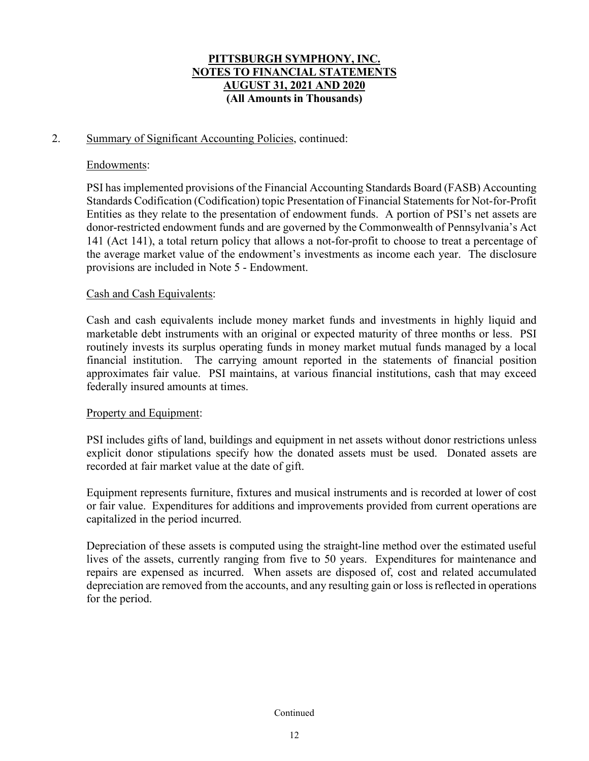# PITTSBURGH SYMPHONY, INC.
# NOTES TO FINANCIAL STATEMENTS
# AUGUST 31, 2021 AND 2020
**(All Amounts in Thousands)**

2. Summary of Significant Accounting Policies, continued:

Endowments:

PSI has implemented provisions of the Financial Accounting Standards Board (FASB) Accounting Standards Codification (Codification) topic Presentation of Financial Statements for Not-for-Profit Entities as they relate to the presentation of endowment funds. A portion of PSI's net assets are donor-restricted endowment funds and are governed by the Commonwealth of Pennsylvania's Act 141 (Act 141), a total return policy that allows a not-for-profit to choose to treat a percentage of the average market value of the endowment's investments as income each year. The disclosure provisions are included in Note 5 - Endowment.

Cash and Cash Equivalents:

Cash and cash equivalents include money market funds and investments in highly liquid and marketable debt instruments with an original or expected maturity of three months or less. PSI routinely invests its surplus operating funds in money market mutual funds managed by a local financial institution. The carrying amount reported in the statements of financial position approximates fair value. PSI maintains, at various financial institutions, cash that may exceed federally insured amounts at times.

Property and Equipment:

PSI includes gifts of land, buildings and equipment in net assets without donor restrictions unless explicit donor stipulations specify how the donated assets must be used. Donated assets are recorded at fair market value at the date of gift.

Equipment represents furniture, fixtures and musical instruments and is recorded at lower of cost or fair value. Expenditures for additions and improvements provided from current operations are capitalized in the period incurred.

Depreciation of these assets is computed using the straight-line method over the estimated useful lives of the assets, currently ranging from five to 50 years. Expenditures for maintenance and repairs are expensed as incurred. When assets are disposed of, cost and related accumulated depreciation are removed from the accounts, and any resulting gain or loss is reflected in operations for the period.

Continued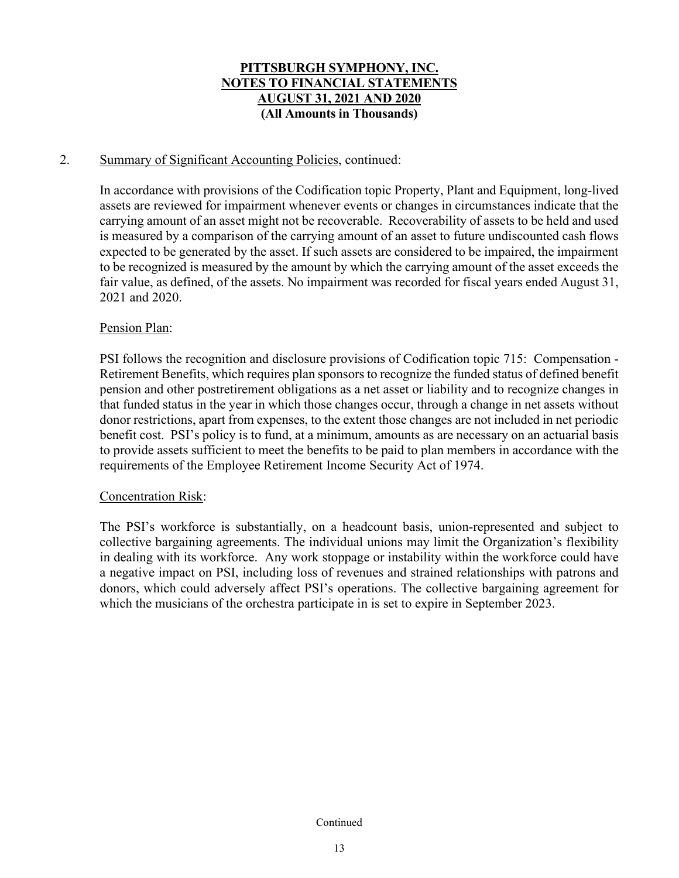**PITTSBURGH SYMPHONY, INC.**
**NOTES TO FINANCIAL STATEMENTS**
**AUGUST 31, 2021 AND 2020**
**(All Amounts in Thousands)**

2. Summary of Significant Accounting Policies, continued:

In accordance with provisions of the Codification topic Property, Plant and Equipment, long-lived assets are reviewed for impairment whenever events or changes in circumstances indicate that the carrying amount of an asset might not be recoverable. Recoverability of assets to be held and used is measured by a comparison of the carrying amount of an asset to future undiscounted cash flows expected to be generated by the asset. If such assets are considered to be impaired, the impairment to be recognized is measured by the amount by which the carrying amount of the asset exceeds the fair value, as defined, of the assets. No impairment was recorded for fiscal years ended August 31, 2021 and 2020.

Pension Plan:

PSI follows the recognition and disclosure provisions of Codification topic 715: Compensation - Retirement Benefits, which requires plan sponsors to recognize the funded status of defined benefit pension and other postretirement obligations as a net asset or liability and to recognize changes in that funded status in the year in which those changes occur, through a change in net assets without donor restrictions, apart from expenses, to the extent those changes are not included in net periodic benefit cost. PSI's policy is to fund, at a minimum, amounts as are necessary on an actuarial basis to provide assets sufficient to meet the benefits to be paid to plan members in accordance with the requirements of the Employee Retirement Income Security Act of 1974.

Concentration Risk:

The PSI's workforce is substantially, on a headcount basis, union-represented and subject to collective bargaining agreements. The individual unions may limit the Organization's flexibility in dealing with its workforce. Any work stoppage or instability within the workforce could have a negative impact on PSI, including loss of revenues and strained relationships with patrons and donors, which could adversely affect PSI's operations. The collective bargaining agreement for which the musicians of the orchestra participate in is set to expire in September 2023.

Continued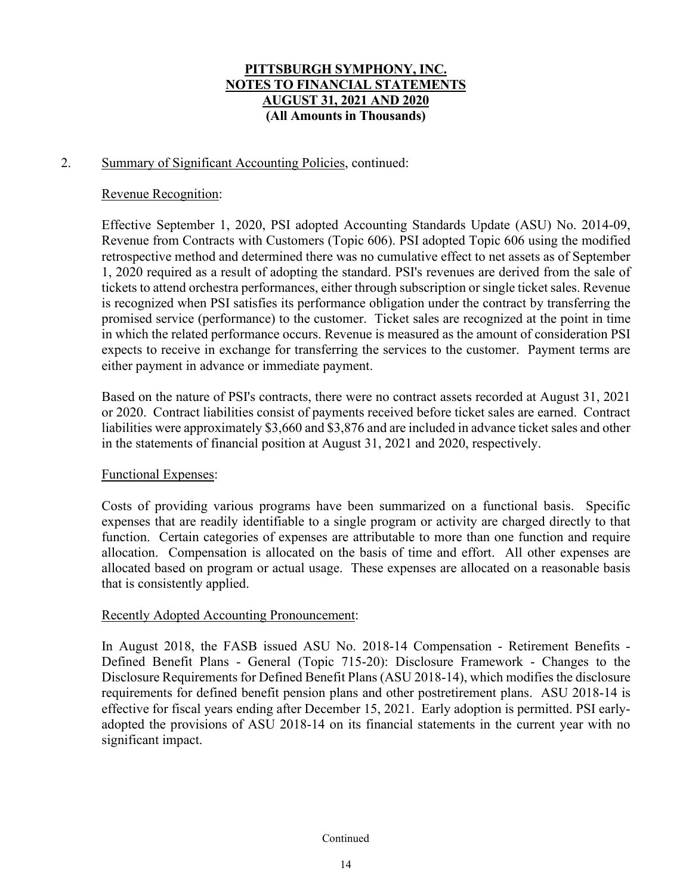**PITTSBURGH SYMPHONY, INC.**
**NOTES TO FINANCIAL STATEMENTS**
**AUGUST 31, 2021 AND 2020**
**(All Amounts in Thousands)**

2. Summary of Significant Accounting Policies, continued:

Revenue Recognition:

Effective September 1, 2020, PSI adopted Accounting Standards Update (ASU) No. 2014-09, Revenue from Contracts with Customers (Topic 606). PSI adopted Topic 606 using the modified retrospective method and determined there was no cumulative effect to net assets as of September 1, 2020 required as a result of adopting the standard. PSI's revenues are derived from the sale of tickets to attend orchestra performances, either through subscription or single ticket sales. Revenue is recognized when PSI satisfies its performance obligation under the contract by transferring the promised service (performance) to the customer. Ticket sales are recognized at the point in time in which the related performance occurs. Revenue is measured as the amount of consideration PSI expects to receive in exchange for transferring the services to the customer. Payment terms are either payment in advance or immediate payment.

Based on the nature of PSI's contracts, there were no contract assets recorded at August 31, 2021 or 2020. Contract liabilities consist of payments received before ticket sales are earned. Contract liabilities were approximately $3,660 and $3,876 and are included in advance ticket sales and other in the statements of financial position at August 31, 2021 and 2020, respectively.

Functional Expenses:

Costs of providing various programs have been summarized on a functional basis. Specific expenses that are readily identifiable to a single program or activity are charged directly to that function. Certain categories of expenses are attributable to more than one function and require allocation. Compensation is allocated on the basis of time and effort. All other expenses are allocated based on program or actual usage. These expenses are allocated on a reasonable basis that is consistently applied.

Recently Adopted Accounting Pronouncement:

In August 2018, the FASB issued ASU No. 2018-14 Compensation - Retirement Benefits - Defined Benefit Plans - General (Topic 715-20): Disclosure Framework - Changes to the Disclosure Requirements for Defined Benefit Plans (ASU 2018-14), which modifies the disclosure requirements for defined benefit pension plans and other postretirement plans. ASU 2018-14 is effective for fiscal years ending after December 15, 2021. Early adoption is permitted. PSI early-adopted the provisions of ASU 2018-14 on its financial statements in the current year with no significant impact.

Continued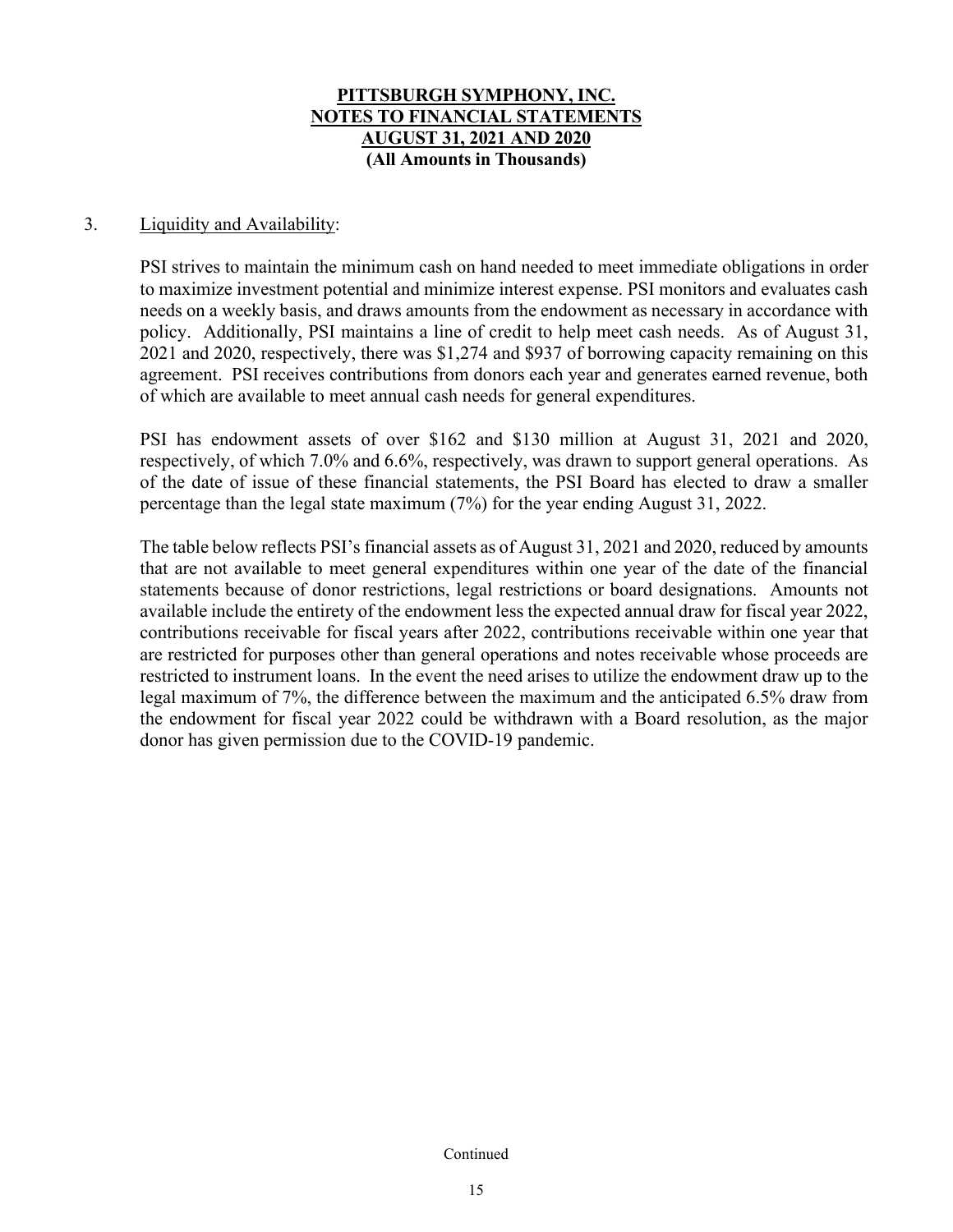**PITTSBURGH SYMPHONY, INC.**
**NOTES TO FINANCIAL STATEMENTS**
**AUGUST 31, 2021 AND 2020**
**(All Amounts in Thousands)**

3. Liquidity and Availability:

PSI strives to maintain the minimum cash on hand needed to meet immediate obligations in order to maximize investment potential and minimize interest expense. PSI monitors and evaluates cash needs on a weekly basis, and draws amounts from the endowment as necessary in accordance with policy. Additionally, PSI maintains a line of credit to help meet cash needs. As of August 31, 2021 and 2020, respectively, there was $1,274 and $937 of borrowing capacity remaining on this agreement. PSI receives contributions from donors each year and generates earned revenue, both of which are available to meet annual cash needs for general expenditures.

PSI has endowment assets of over $162 and $130 million at August 31, 2021 and 2020, respectively, of which 7.0% and 6.6%, respectively, was drawn to support general operations. As of the date of issue of these financial statements, the PSI Board has elected to draw a smaller percentage than the legal state maximum (7%) for the year ending August 31, 2022.

The table below reflects PSI's financial assets as of August 31, 2021 and 2020, reduced by amounts that are not available to meet general expenditures within one year of the date of the financial statements because of donor restrictions, legal restrictions or board designations. Amounts not available include the entirety of the endowment less the expected annual draw for fiscal year 2022, contributions receivable for fiscal years after 2022, contributions receivable within one year that are restricted for purposes other than general operations and notes receivable whose proceeds are restricted to instrument loans. In the event the need arises to utilize the endowment draw up to the legal maximum of 7%, the difference between the maximum and the anticipated 6.5% draw from the endowment for fiscal year 2022 could be withdrawn with a Board resolution, as the major donor has given permission due to the COVID-19 pandemic.

Continued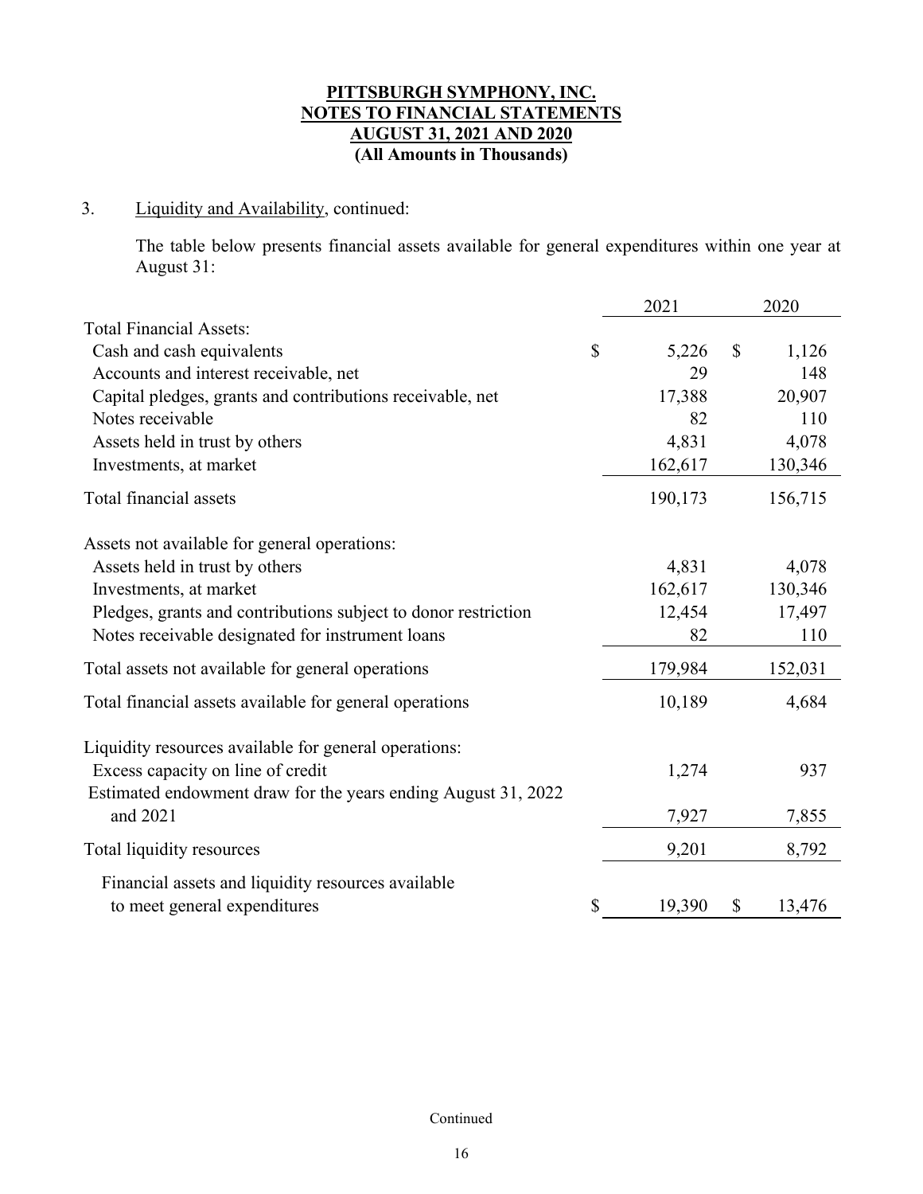**PITTSBURGH SYMPHONY, INC.**
**NOTES TO FINANCIAL STATEMENTS**
**AUGUST 31, 2021 AND 2020**
**(All Amounts in Thousands)**

3. Liquidity and Availability, continued:

The table below presents financial assets available for general expenditures within one year at August 31:

| | 2021 | 2020 |
|---|---|---|
| Total Financial Assets: | | |
| Cash and cash equivalents | $ 5,226 | $ 1,126 |
| Accounts and interest receivable, net | 29 | 148 |
| Capital pledges, grants and contributions receivable, net | 17,388 | 20,907 |
| Notes receivable | 82 | 110 |
| Assets held in trust by others | 4,831 | 4,078 |
| Investments, at market | 162,617 | 130,346 |
| Total financial assets | 190,173 | 156,715 |
| Assets not available for general operations: | | |
| Assets held in trust by others | 4,831 | 4,078 |
| Investments, at market | 162,617 | 130,346 |
| Pledges, grants and contributions subject to donor restriction | 12,454 | 17,497 |
| Notes receivable designated for instrument loans | 82 | 110 |
| Total assets not available for general operations | 179,984 | 152,031 |
| Total financial assets available for general operations | 10,189 | 4,684 |
| Liquidity resources available for general operations: | | |
| Excess capacity on line of credit | 1,274 | 937 |
| Estimated endowment draw for the years ending August 31, 2022 and 2021 | 7,927 | 7,855 |
| Total liquidity resources | 9,201 | 8,792 |
| Financial assets and liquidity resources available to meet general expenditures | $ 19,390 | $ 13,476 |

Continued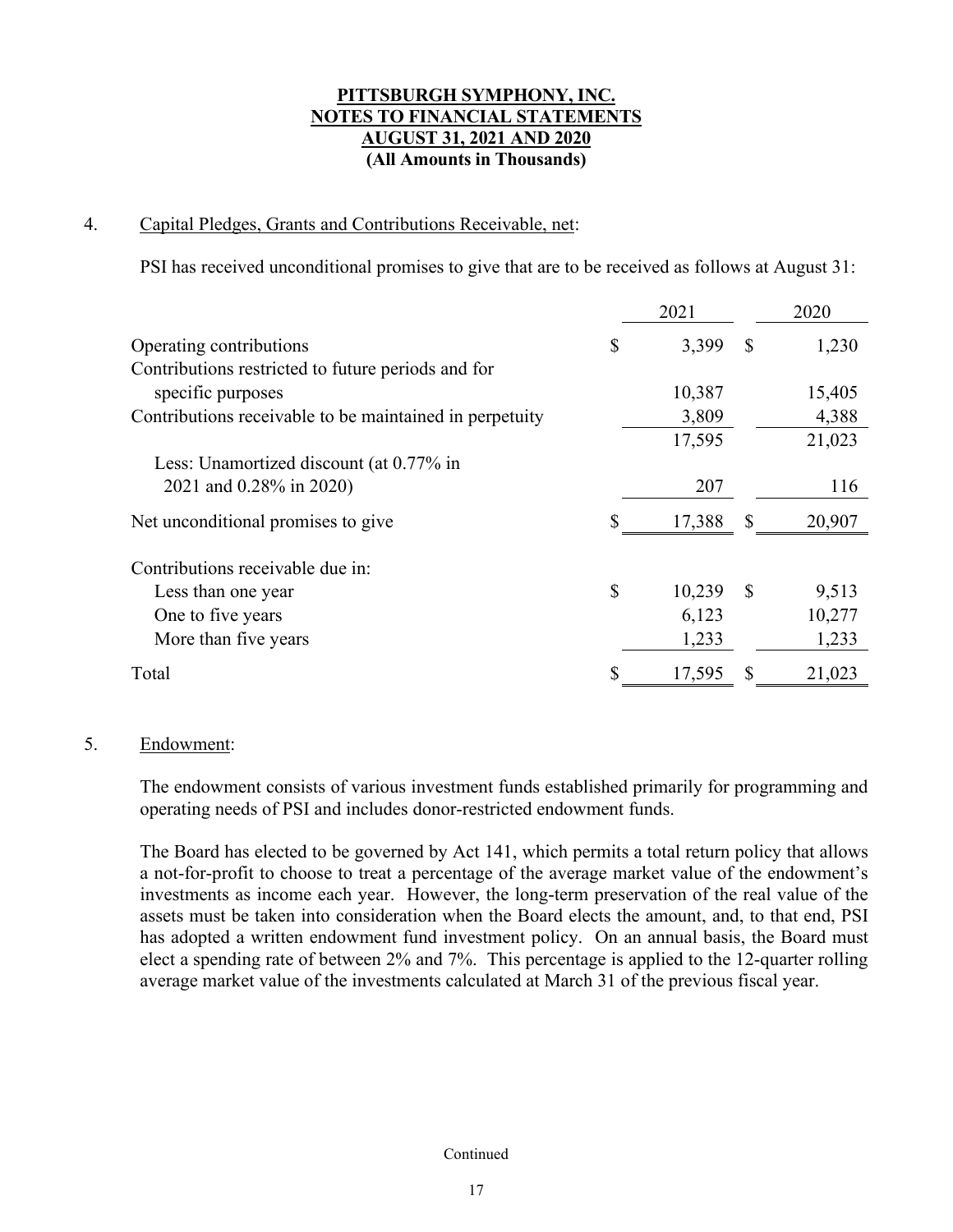**PITTSBURGH SYMPHONY, INC.**
**NOTES TO FINANCIAL STATEMENTS**
**AUGUST 31, 2021 AND 2020**
**(All Amounts in Thousands)**

4. Capital Pledges, Grants and Contributions Receivable, net:

PSI has received unconditional promises to give that are to be received as follows at August 31:

| | 2021 | 2020 |
|---|---|---|
| Operating contributions | $ 3,399 | $ 1,230 |
| Contributions restricted to future periods and for specific purposes | 10,387 | 15,405 |
| Contributions receivable to be maintained in perpetuity | 3,809 | 4,388 |
| | 17,595 | 21,023 |
| Less: Unamortized discount (at 0.77% in 2021 and 0.28% in 2020) | 207 | 116 |
| Net unconditional promises to give | $ 17,388 | $ 20,907 |
| Contributions receivable due in: | | |
| Less than one year | $ 10,239 | $ 9,513 |
| One to five years | 6,123 | 10,277 |
| More than five years | 1,233 | 1,233 |
| Total | $ 17,595 | $ 21,023 |

5. Endowment:

The endowment consists of various investment funds established primarily for programming and operating needs of PSI and includes donor-restricted endowment funds.

The Board has elected to be governed by Act 141, which permits a total return policy that allows a not-for-profit to choose to treat a percentage of the average market value of the endowment's investments as income each year. However, the long-term preservation of the real value of the assets must be taken into consideration when the Board elects the amount, and, to that end, PSI has adopted a written endowment fund investment policy. On an annual basis, the Board must elect a spending rate of between 2% and 7%. This percentage is applied to the 12-quarter rolling average market value of the investments calculated at March 31 of the previous fiscal year.

Continued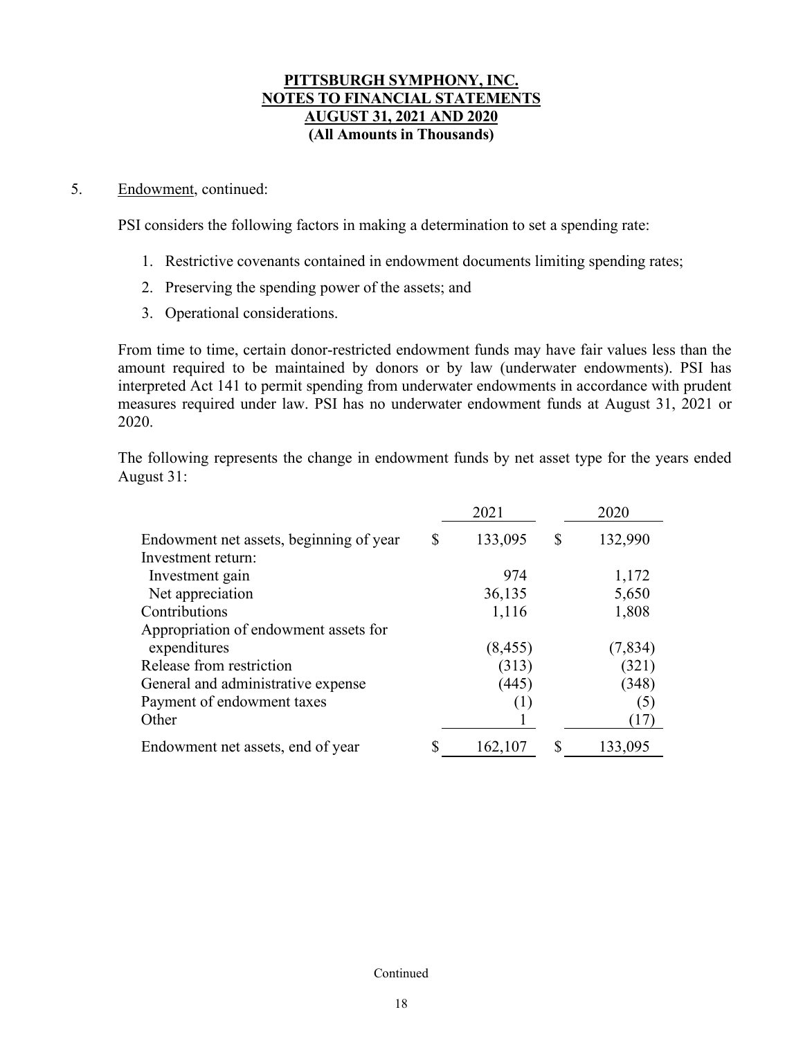**PITTSBURGH SYMPHONY, INC.**
**NOTES TO FINANCIAL STATEMENTS**
**AUGUST 31, 2021 AND 2020**
**(All Amounts in Thousands)**

5. Endowment, continued:

PSI considers the following factors in making a determination to set a spending rate:

1. Restrictive covenants contained in endowment documents limiting spending rates;
2. Preserving the spending power of the assets; and
3. Operational considerations.

From time to time, certain donor-restricted endowment funds may have fair values less than the amount required to be maintained by donors or by law (underwater endowments). PSI has interpreted Act 141 to permit spending from underwater endowments in accordance with prudent measures required under law. PSI has no underwater endowment funds at August 31, 2021 or 2020.

The following represents the change in endowment funds by net asset type for the years ended August 31:

| | 2021 | 2020 |
|---|---|---|
| Endowment net assets, beginning of year | $ 133,095 | $ 132,990 |
| Investment return: | | |
| Investment gain | 974 | 1,172 |
| Net appreciation | 36,135 | 5,650 |
| Contributions | 1,116 | 1,808 |
| Appropriation of endowment assets for expenditures | (8,455) | (7,834) |
| Release from restriction | (313) | (321) |
| General and administrative expense | (445) | (348) |
| Payment of endowment taxes | (1) | (5) |
| Other | 1 | (17) |
| Endowment net assets, end of year | $ 162,107 | $ 133,095 |

Continued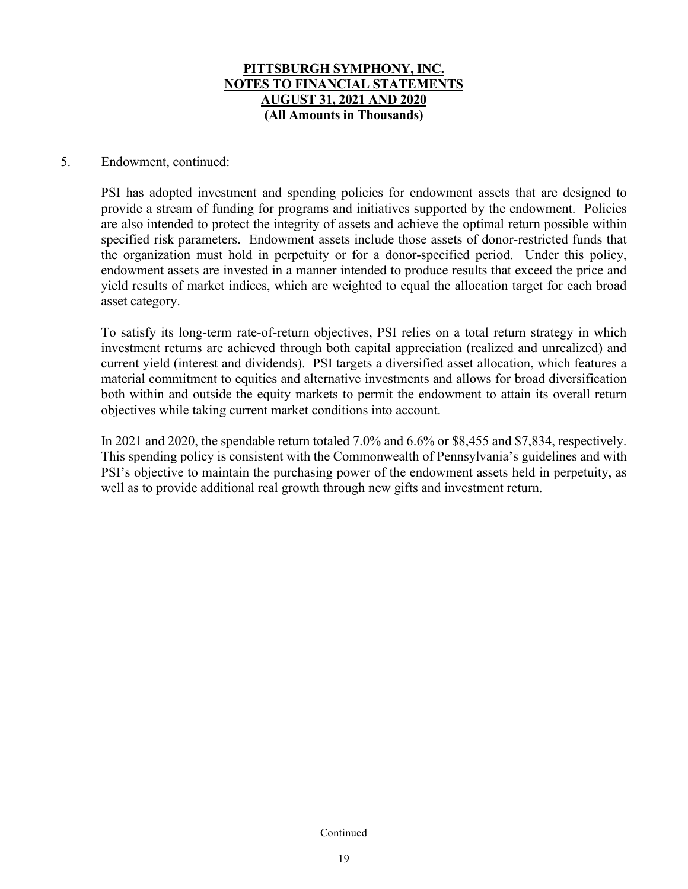**PITTSBURGH SYMPHONY, INC.**
**NOTES TO FINANCIAL STATEMENTS**
**AUGUST 31, 2021 AND 2020**
**(All Amounts in Thousands)**

5. Endowment, continued:

PSI has adopted investment and spending policies for endowment assets that are designed to provide a stream of funding for programs and initiatives supported by the endowment. Policies are also intended to protect the integrity of assets and achieve the optimal return possible within specified risk parameters. Endowment assets include those assets of donor-restricted funds that the organization must hold in perpetuity or for a donor-specified period. Under this policy, endowment assets are invested in a manner intended to produce results that exceed the price and yield results of market indices, which are weighted to equal the allocation target for each broad asset category.

To satisfy its long-term rate-of-return objectives, PSI relies on a total return strategy in which investment returns are achieved through both capital appreciation (realized and unrealized) and current yield (interest and dividends). PSI targets a diversified asset allocation, which features a material commitment to equities and alternative investments and allows for broad diversification both within and outside the equity markets to permit the endowment to attain its overall return objectives while taking current market conditions into account.

In 2021 and 2020, the spendable return totaled 7.0% and 6.6% or $8,455 and $7,834, respectively. This spending policy is consistent with the Commonwealth of Pennsylvania's guidelines and with PSI's objective to maintain the purchasing power of the endowment assets held in perpetuity, as well as to provide additional real growth through new gifts and investment return.

Continued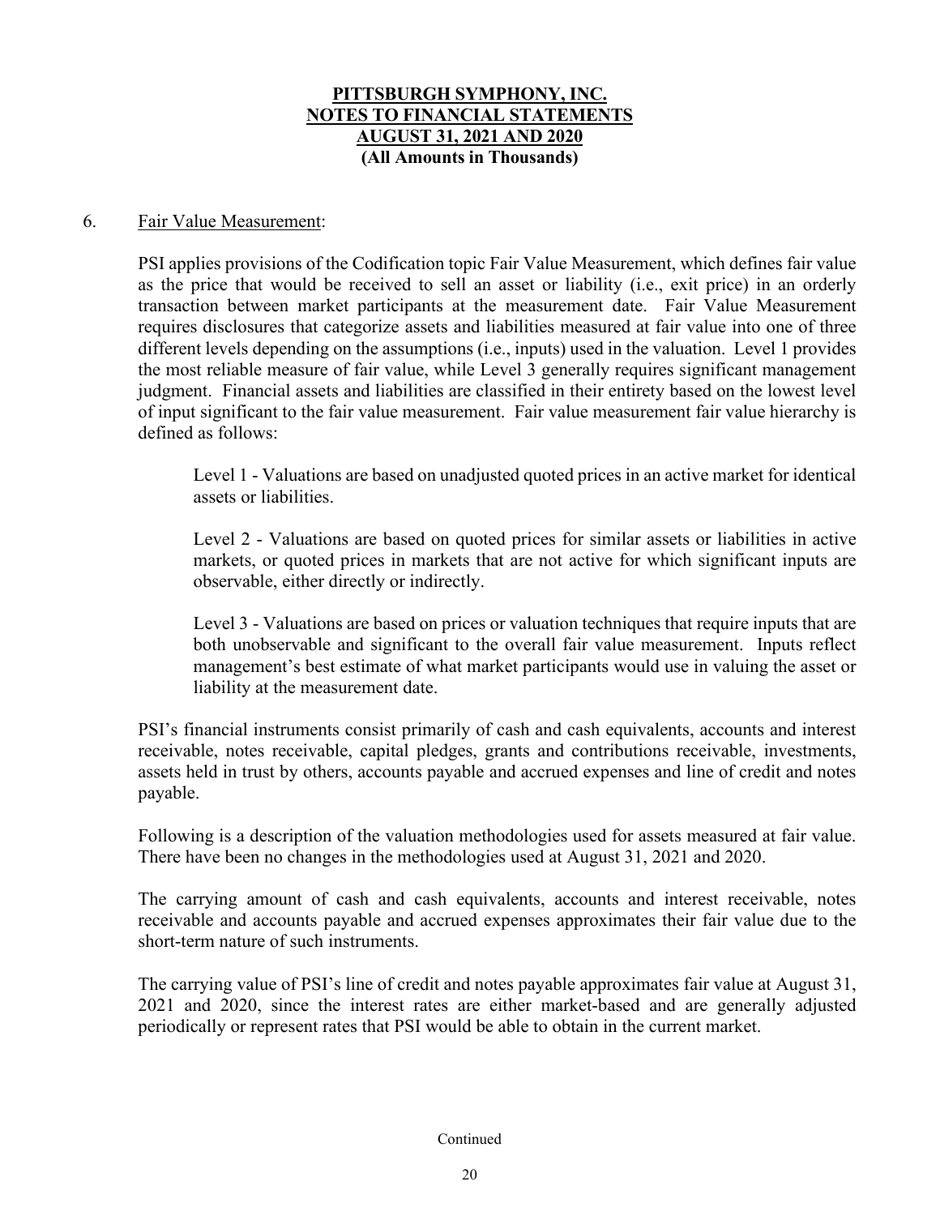# PITTSBURGH SYMPHONY, INC.
# NOTES TO FINANCIAL STATEMENTS
# AUGUST 31, 2021 AND 2020
# (All Amounts in Thousands)

6. Fair Value Measurement:

PSI applies provisions of the Codification topic Fair Value Measurement, which defines fair value as the price that would be received to sell an asset or liability (i.e., exit price) in an orderly transaction between market participants at the measurement date. Fair Value Measurement requires disclosures that categorize assets and liabilities measured at fair value into one of three different levels depending on the assumptions (i.e., inputs) used in the valuation. Level 1 provides the most reliable measure of fair value, while Level 3 generally requires significant management judgment. Financial assets and liabilities are classified in their entirety based on the lowest level of input significant to the fair value measurement. Fair value measurement fair value hierarchy is defined as follows:

Level 1 - Valuations are based on unadjusted quoted prices in an active market for identical assets or liabilities.

Level 2 - Valuations are based on quoted prices for similar assets or liabilities in active markets, or quoted prices in markets that are not active for which significant inputs are observable, either directly or indirectly.

Level 3 - Valuations are based on prices or valuation techniques that require inputs that are both unobservable and significant to the overall fair value measurement. Inputs reflect management's best estimate of what market participants would use in valuing the asset or liability at the measurement date.

PSI's financial instruments consist primarily of cash and cash equivalents, accounts and interest receivable, notes receivable, capital pledges, grants and contributions receivable, investments, assets held in trust by others, accounts payable and accrued expenses and line of credit and notes payable.

Following is a description of the valuation methodologies used for assets measured at fair value. There have been no changes in the methodologies used at August 31, 2021 and 2020.

The carrying amount of cash and cash equivalents, accounts and interest receivable, notes receivable and accounts payable and accrued expenses approximates their fair value due to the short-term nature of such instruments.

The carrying value of PSI's line of credit and notes payable approximates fair value at August 31, 2021 and 2020, since the interest rates are either market-based and are generally adjusted periodically or represent rates that PSI would be able to obtain in the current market.

Continued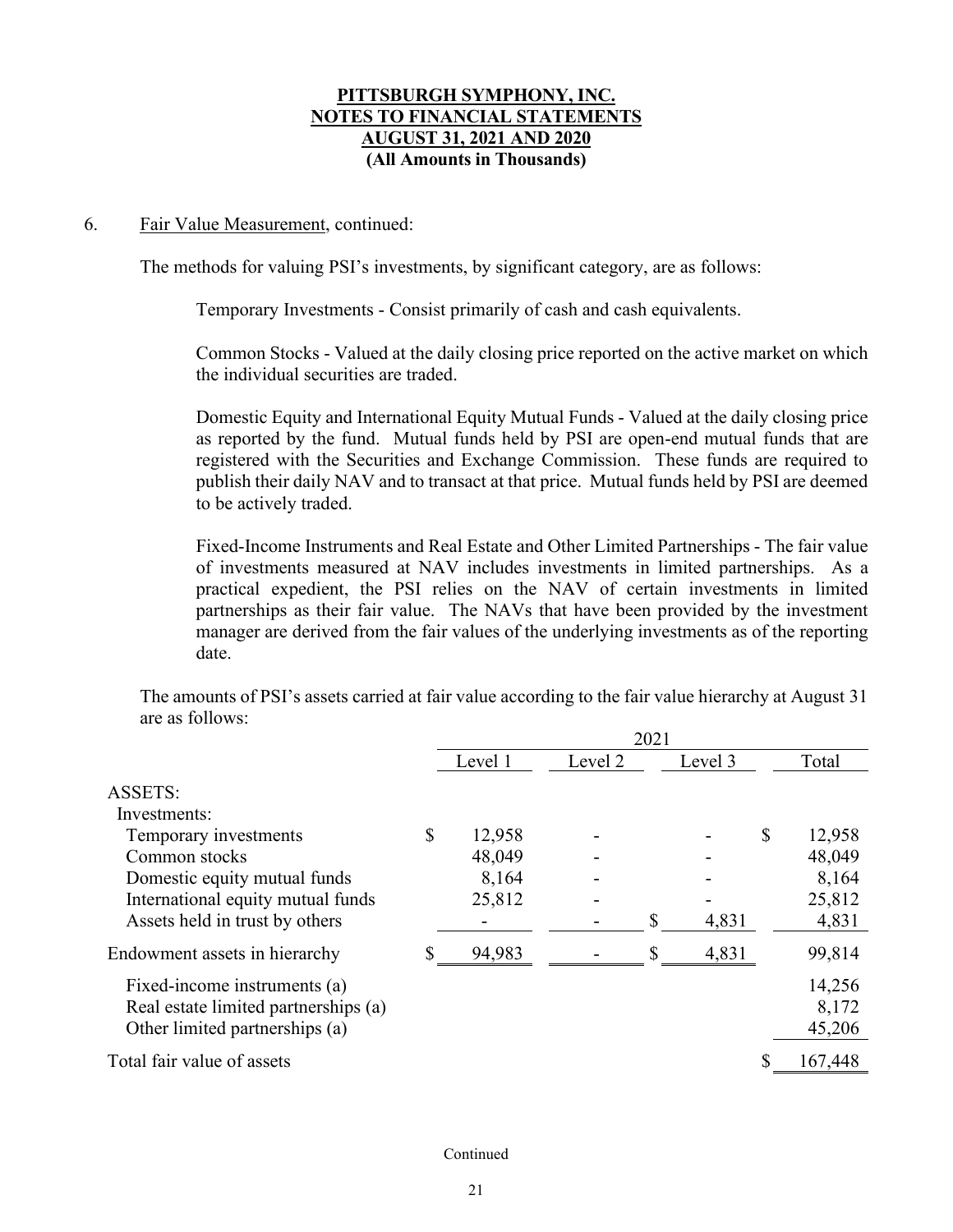**PITTSBURGH SYMPHONY, INC.**
**NOTES TO FINANCIAL STATEMENTS**
**AUGUST 31, 2021 AND 2020**
**(All Amounts in Thousands)**

6. Fair Value Measurement, continued:

The methods for valuing PSI's investments, by significant category, are as follows:

Temporary Investments - Consist primarily of cash and cash equivalents.

Common Stocks - Valued at the daily closing price reported on the active market on which the individual securities are traded.

Domestic Equity and International Equity Mutual Funds - Valued at the daily closing price as reported by the fund. Mutual funds held by PSI are open-end mutual funds that are registered with the Securities and Exchange Commission. These funds are required to publish their daily NAV and to transact at that price. Mutual funds held by PSI are deemed to be actively traded.

Fixed-Income Instruments and Real Estate and Other Limited Partnerships - The fair value of investments measured at NAV includes investments in limited partnerships. As a practical expedient, the PSI relies on the NAV of certain investments in limited partnerships as their fair value. The NAVs that have been provided by the investment manager are derived from the fair values of the underlying investments as of the reporting date.

The amounts of PSI's assets carried at fair value according to the fair value hierarchy at August 31 are as follows:

| | 2021 | | | |
|---|---|---|---|---|
| | Level 1 | Level 2 | Level 3 | Total |
| ASSETS: | | | | |
| Investments: | | | | |
| Temporary investments | $ 12,958 | - | - | $ 12,958 |
| Common stocks | 48,049 | - | - | 48,049 |
| Domestic equity mutual funds | 8,164 | - | - | 8,164 |
| International equity mutual funds | 25,812 | - | - | 25,812 |
| Assets held in trust by others | - | - | $ 4,831 | 4,831 |
| Endowment assets in hierarchy | $ 94,983 | - | $ 4,831 | 99,814 |
| Fixed-income instruments (a) | | | | 14,256 |
| Real estate limited partnerships (a) | | | | 8,172 |
| Other limited partnerships (a) | | | | 45,206 |
| Total fair value of assets | | | | $ 167,448 |

Continued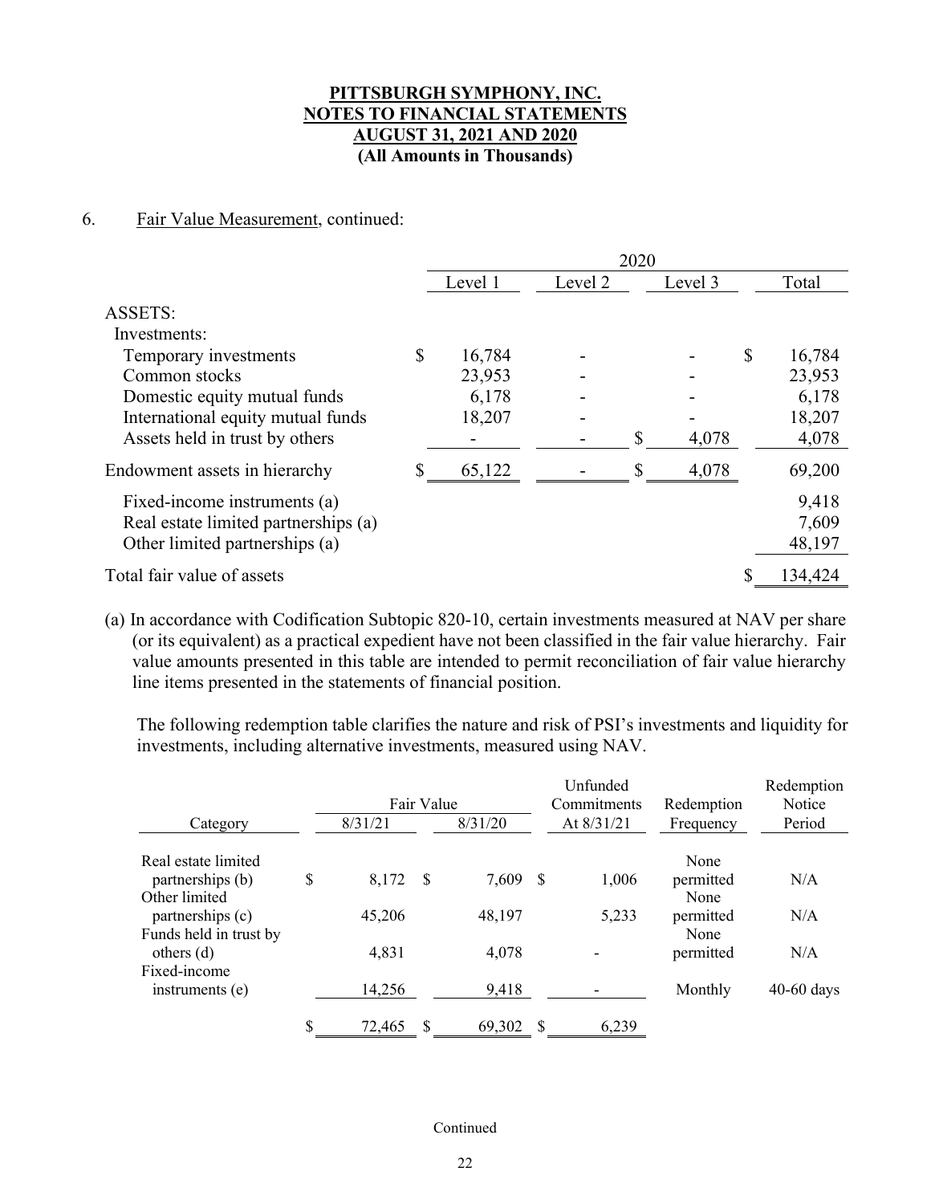**PITTSBURGH SYMPHONY, INC.**
**NOTES TO FINANCIAL STATEMENTS**
**AUGUST 31, 2021 AND 2020**
**(All Amounts in Thousands)**

6. Fair Value Measurement, continued:

| | 2020 | | | |
|---|---|---|---|---|
| | Level 1 | Level 2 | Level 3 | Total |
| ASSETS: | | | | |
| Investments: | | | | |
| Temporary investments | $ 16,784 | - | - | $ 16,784 |
| Common stocks | 23,953 | - | - | 23,953 |
| Domestic equity mutual funds | 6,178 | - | - | 6,178 |
| International equity mutual funds | 18,207 | - | - | 18,207 |
| Assets held in trust by others | - | - | $ 4,078 | 4,078 |
| Endowment assets in hierarchy | $ 65,122 | - | $ 4,078 | 69,200 |
| Fixed-income instruments (a) | | | | 9,418 |
| Real estate limited partnerships (a) | | | | 7,609 |
| Other limited partnerships (a) | | | | 48,197 |
| Total fair value of assets | | | | $ 134,424 |

(a) In accordance with Codification Subtopic 820-10, certain investments measured at NAV per share (or its equivalent) as a practical expedient have not been classified in the fair value hierarchy. Fair value amounts presented in this table are intended to permit reconciliation of fair value hierarchy line items presented in the statements of financial position.

The following redemption table clarifies the nature and risk of PSI's investments and liquidity for investments, including alternative investments, measured using NAV.

| Category | Fair Value 8/31/21 | Fair Value 8/31/20 | Unfunded Commitments At 8/31/21 | Redemption Frequency | Redemption Notice Period |
|---|---|---|---|---|---|
| Real estate limited partnerships (b) | $ 8,172 | $ 7,609 | $ 1,006 | None permitted | N/A |
| Other limited partnerships (c) | 45,206 | 48,197 | 5,233 | None permitted | N/A |
| Funds held in trust by others (d) | 4,831 | 4,078 | - | None permitted | N/A |
| Fixed-income instruments (e) | 14,256 | 9,418 | - | Monthly | 40-60 days |
| | $ 72,465 | $ 69,302 | $ 6,239 | | |

Continued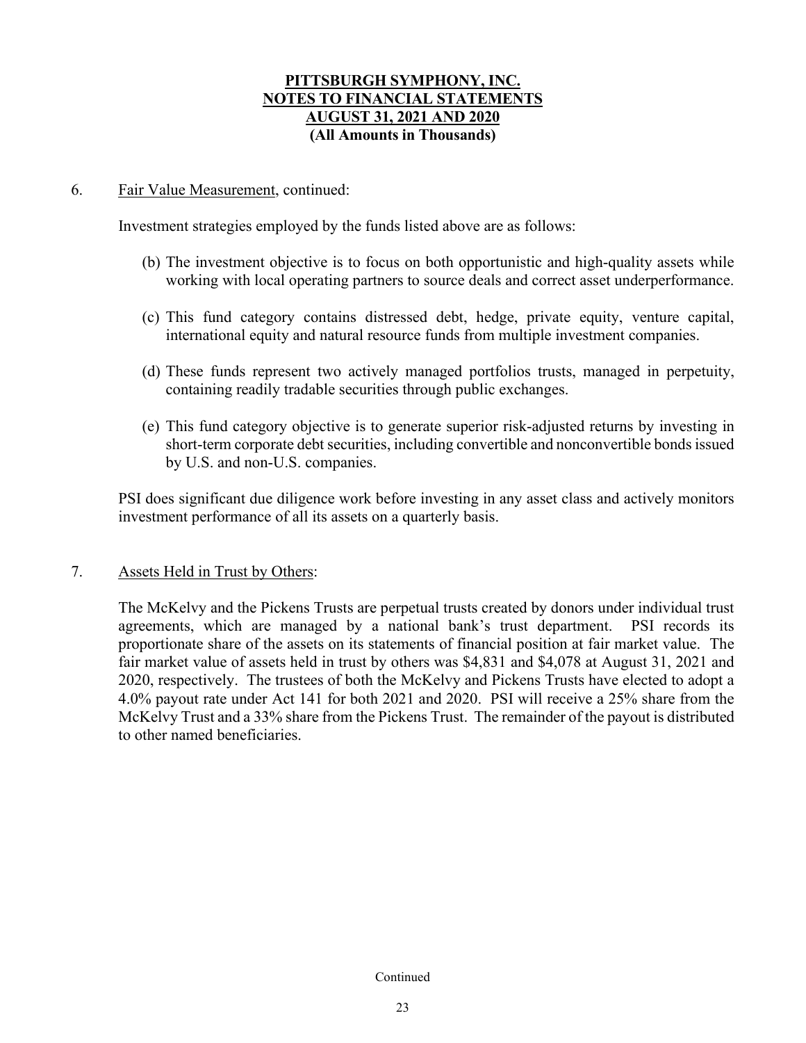# PITTSBURGH SYMPHONY, INC.
# NOTES TO FINANCIAL STATEMENTS
# AUGUST 31, 2021 AND 2020
# (All Amounts in Thousands)

6. Fair Value Measurement, continued:

Investment strategies employed by the funds listed above are as follows:

(b) The investment objective is to focus on both opportunistic and high-quality assets while working with local operating partners to source deals and correct asset underperformance.

(c) This fund category contains distressed debt, hedge, private equity, venture capital, international equity and natural resource funds from multiple investment companies.

(d) These funds represent two actively managed portfolios trusts, managed in perpetuity, containing readily tradable securities through public exchanges.

(e) This fund category objective is to generate superior risk-adjusted returns by investing in short-term corporate debt securities, including convertible and nonconvertible bonds issued by U.S. and non-U.S. companies.

PSI does significant due diligence work before investing in any asset class and actively monitors investment performance of all its assets on a quarterly basis.

7. Assets Held in Trust by Others:

The McKelvy and the Pickens Trusts are perpetual trusts created by donors under individual trust agreements, which are managed by a national bank's trust department. PSI records its proportionate share of the assets on its statements of financial position at fair market value. The fair market value of assets held in trust by others was $4,831 and $4,078 at August 31, 2021 and 2020, respectively. The trustees of both the McKelvy and Pickens Trusts have elected to adopt a 4.0% payout rate under Act 141 for both 2021 and 2020. PSI will receive a 25% share from the McKelvy Trust and a 33% share from the Pickens Trust. The remainder of the payout is distributed to other named beneficiaries.

Continued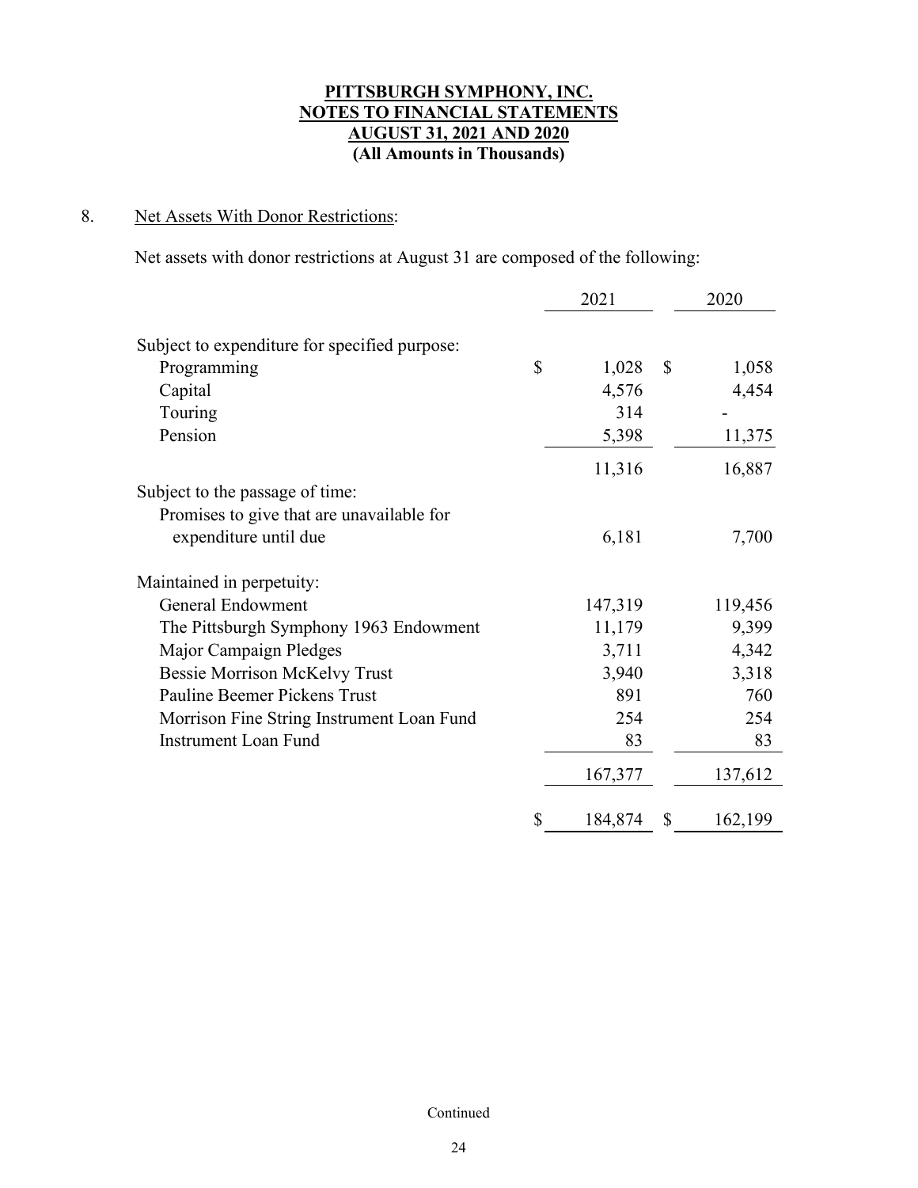**PITTSBURGH SYMPHONY, INC.**
**NOTES TO FINANCIAL STATEMENTS**
**AUGUST 31, 2021 AND 2020**
**(All Amounts in Thousands)**

## 8. Net Assets With Donor Restrictions:

Net assets with donor restrictions at August 31 are composed of the following:

| | 2021 | 2020 |
|---|---|---|
| Subject to expenditure for specified purpose: | | |
| Programming | $ 1,028 | $ 1,058 |
| Capital | 4,576 | 4,454 |
| Touring | 314 | - |
| Pension | 5,398 | 11,375 |
| | 11,316 | 16,887 |
| Subject to the passage of time: | | |
| Promises to give that are unavailable for expenditure until due | 6,181 | 7,700 |
| Maintained in perpetuity: | | |
| General Endowment | 147,319 | 119,456 |
| The Pittsburgh Symphony 1963 Endowment | 11,179 | 9,399 |
| Major Campaign Pledges | 3,711 | 4,342 |
| Bessie Morrison McKelvy Trust | 3,940 | 3,318 |
| Pauline Beemer Pickens Trust | 891 | 760 |
| Morrison Fine String Instrument Loan Fund | 254 | 254 |
| Instrument Loan Fund | 83 | 83 |
| | 167,377 | 137,612 |
| | $ 184,874 | $ 162,199 |

Continued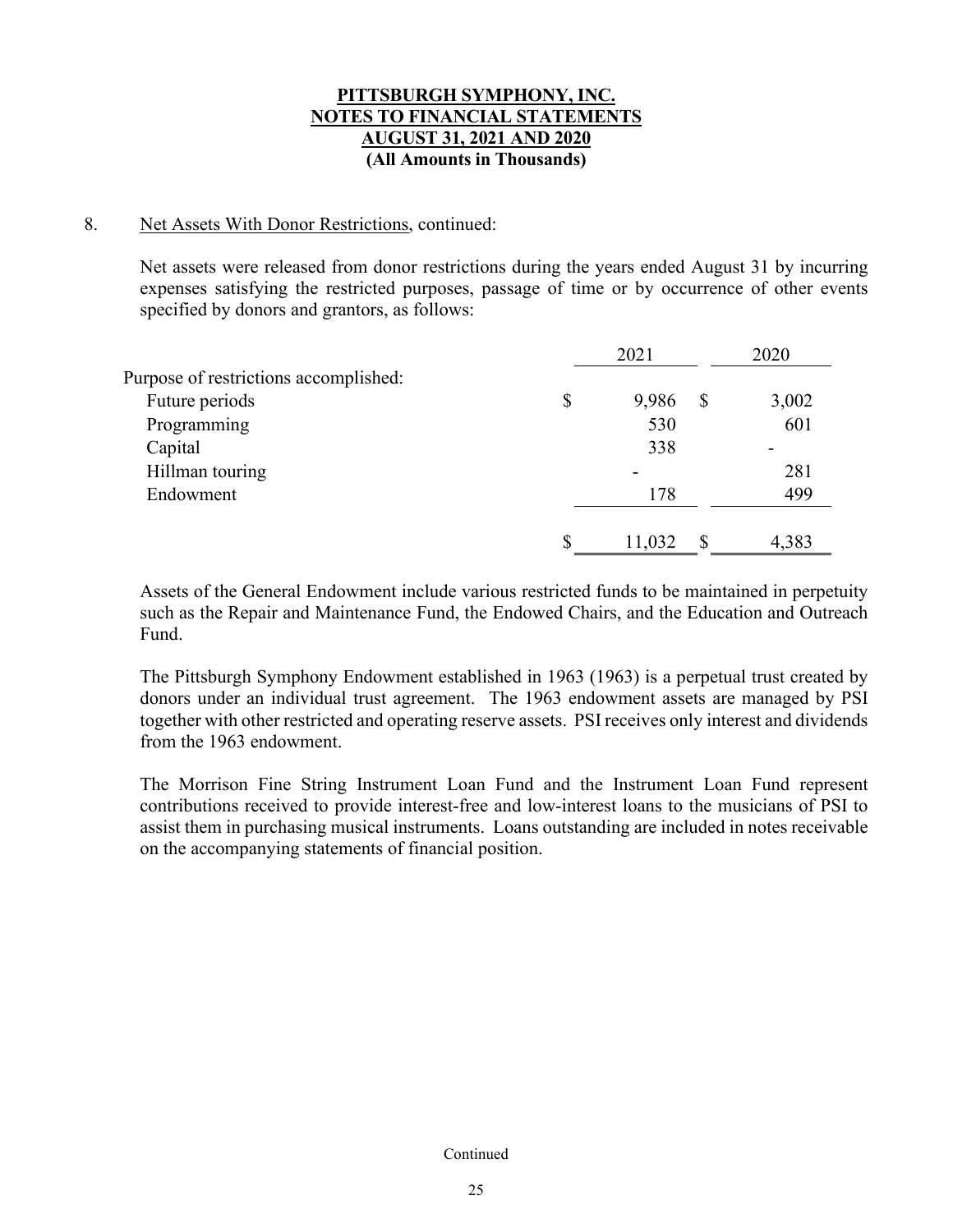**PITTSBURGH SYMPHONY, INC.**
**NOTES TO FINANCIAL STATEMENTS**
**AUGUST 31, 2021 AND 2020**
**(All Amounts in Thousands)**

8. Net Assets With Donor Restrictions, continued:

Net assets were released from donor restrictions during the years ended August 31 by incurring expenses satisfying the restricted purposes, passage of time or by occurrence of other events specified by donors and grantors, as follows:

| | 2021 | 2020 |
|---|---|---|
| Purpose of restrictions accomplished: | | |
| Future periods | $ 9,986 | $ 3,002 |
| Programming | 530 | 601 |
| Capital | 338 | - |
| Hillman touring | - | 281 |
| Endowment | 178 | 499 |
| | $ 11,032 | $ 4,383 |

Assets of the General Endowment include various restricted funds to be maintained in perpetuity such as the Repair and Maintenance Fund, the Endowed Chairs, and the Education and Outreach Fund.

The Pittsburgh Symphony Endowment established in 1963 (1963) is a perpetual trust created by donors under an individual trust agreement. The 1963 endowment assets are managed by PSI together with other restricted and operating reserve assets. PSI receives only interest and dividends from the 1963 endowment.

The Morrison Fine String Instrument Loan Fund and the Instrument Loan Fund represent contributions received to provide interest-free and low-interest loans to the musicians of PSI to assist them in purchasing musical instruments. Loans outstanding are included in notes receivable on the accompanying statements of financial position.

Continued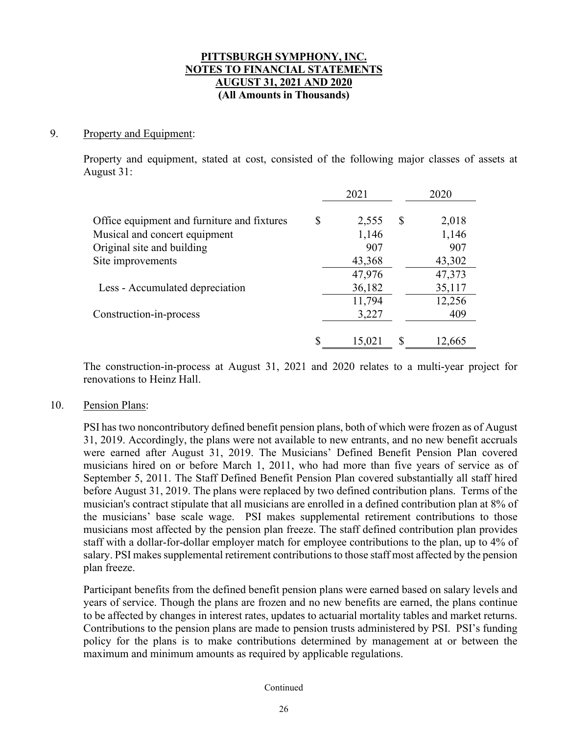# PITTSBURGH SYMPHONY, INC.
# NOTES TO FINANCIAL STATEMENTS
# AUGUST 31, 2021 AND 2020
# (All Amounts in Thousands)

9. Property and Equipment:

Property and equipment, stated at cost, consisted of the following major classes of assets at August 31:

| | 2021 | 2020 |
|---|---|---|
| Office equipment and furniture and fixtures | $ 2,555 | $ 2,018 |
| Musical and concert equipment | 1,146 | 1,146 |
| Original site and building | 907 | 907 |
| Site improvements | 43,368 | 43,302 |
| | 47,976 | 47,373 |
| Less - Accumulated depreciation | 36,182 | 35,117 |
| | 11,794 | 12,256 |
| Construction-in-process | 3,227 | 409 |
| | $ 15,021 | $ 12,665 |

The construction-in-process at August 31, 2021 and 2020 relates to a multi-year project for renovations to Heinz Hall.

10. Pension Plans:

PSI has two noncontributory defined benefit pension plans, both of which were frozen as of August 31, 2019. Accordingly, the plans were not available to new entrants, and no new benefit accruals were earned after August 31, 2019. The Musicians' Defined Benefit Pension Plan covered musicians hired on or before March 1, 2011, who had more than five years of service as of September 5, 2011. The Staff Defined Benefit Pension Plan covered substantially all staff hired before August 31, 2019. The plans were replaced by two defined contribution plans. Terms of the musician's contract stipulate that all musicians are enrolled in a defined contribution plan at 8% of the musicians' base scale wage. PSI makes supplemental retirement contributions to those musicians most affected by the pension plan freeze. The staff defined contribution plan provides staff with a dollar-for-dollar employer match for employee contributions to the plan, up to 4% of salary. PSI makes supplemental retirement contributions to those staff most affected by the pension plan freeze.

Participant benefits from the defined benefit pension plans were earned based on salary levels and years of service. Though the plans are frozen and no new benefits are earned, the plans continue to be affected by changes in interest rates, updates to actuarial mortality tables and market returns. Contributions to the pension plans are made to pension trusts administered by PSI. PSI's funding policy for the plans is to make contributions determined by management at or between the maximum and minimum amounts as required by applicable regulations.

Continued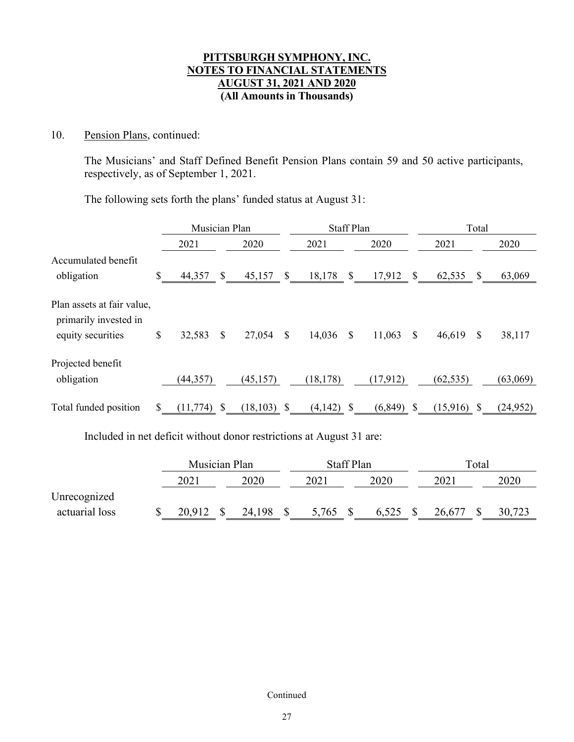**PITTSBURGH SYMPHONY, INC.**
**NOTES TO FINANCIAL STATEMENTS**
**AUGUST 31, 2021 AND 2020**
**(All Amounts in Thousands)**

10. Pension Plans, continued:

The Musicians' and Staff Defined Benefit Pension Plans contain 59 and 50 active participants, respectively, as of September 1, 2021.

The following sets forth the plans' funded status at August 31:

| | Musician Plan | | Staff Plan | | Total | |
|---|---|---|---|---|---|---|
| | 2021 | 2020 | 2021 | 2020 | 2021 | 2020 |
| Accumulated benefit obligation | $ 44,357 | $ 45,157 | $ 18,178 | $ 17,912 | $ 62,535 | $ 63,069 |
| Plan assets at fair value, primarily invested in equity securities | $ 32,583 | $ 27,054 | $ 14,036 | $ 11,063 | $ 46,619 | $ 38,117 |
| Projected benefit obligation | (44,357) | (45,157) | (18,178) | (17,912) | (62,535) | (63,069) |
| Total funded position | $ (11,774) | $ (18,103) | $ (4,142) | $ (6,849) | $ (15,916) | $ (24,952) |

Included in net deficit without donor restrictions at August 31 are:

| | Musician Plan | | Staff Plan | | Total | |
|---|---|---|---|---|---|---|
| | 2021 | 2020 | 2021 | 2020 | 2021 | 2020 |
| Unrecognized actuarial loss | $ 20,912 | $ 24,198 | $ 5,765 | $ 6,525 | $ 26,677 | $ 30,723 |

Continued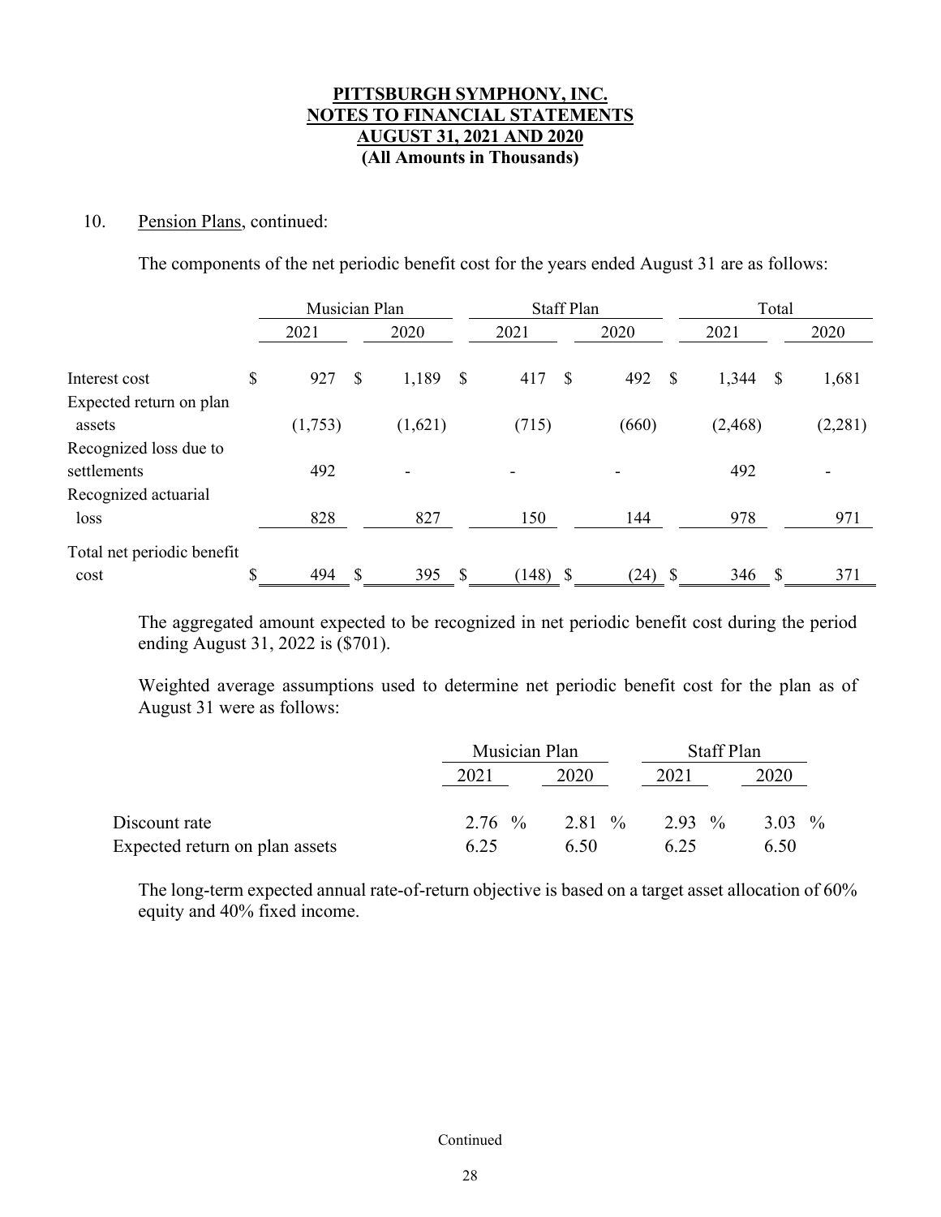**PITTSBURGH SYMPHONY, INC.**
**NOTES TO FINANCIAL STATEMENTS**
**AUGUST 31, 2021 AND 2020**
**(All Amounts in Thousands)**

10. Pension Plans, continued:

The components of the net periodic benefit cost for the years ended August 31 are as follows:

| | Musician Plan | | Staff Plan | | Total | |
|---|---|---|---|---|---|---|
| | 2021 | 2020 | 2021 | 2020 | 2021 | 2020 |
| Interest cost | $ 927 | $ 1,189 | $ 417 | $ 492 | $ 1,344 | $ 1,681 |
| Expected return on plan assets | (1,753) | (1,621) | (715) | (660) | (2,468) | (2,281) |
| Recognized loss due to settlements | 492 | - | - | - | 492 | - |
| Recognized actuarial loss | 828 | 827 | 150 | 144 | 978 | 971 |
| Total net periodic benefit cost | $ 494 | $ 395 | $ (148) | $ (24) | $ 346 | $ 371 |

The aggregated amount expected to be recognized in net periodic benefit cost during the period ending August 31, 2022 is ($701).

Weighted average assumptions used to determine net periodic benefit cost for the plan as of August 31 were as follows:

| | Musician Plan | | Staff Plan | |
|---|---|---|---|---|
| | 2021 | 2020 | 2021 | 2020 |
| Discount rate | 2.76 % | 2.81 % | 2.93 % | 3.03 % |
| Expected return on plan assets | 6.25 | 6.50 | 6.25 | 6.50 |

The long-term expected annual rate-of-return objective is based on a target asset allocation of 60% equity and 40% fixed income.

Continued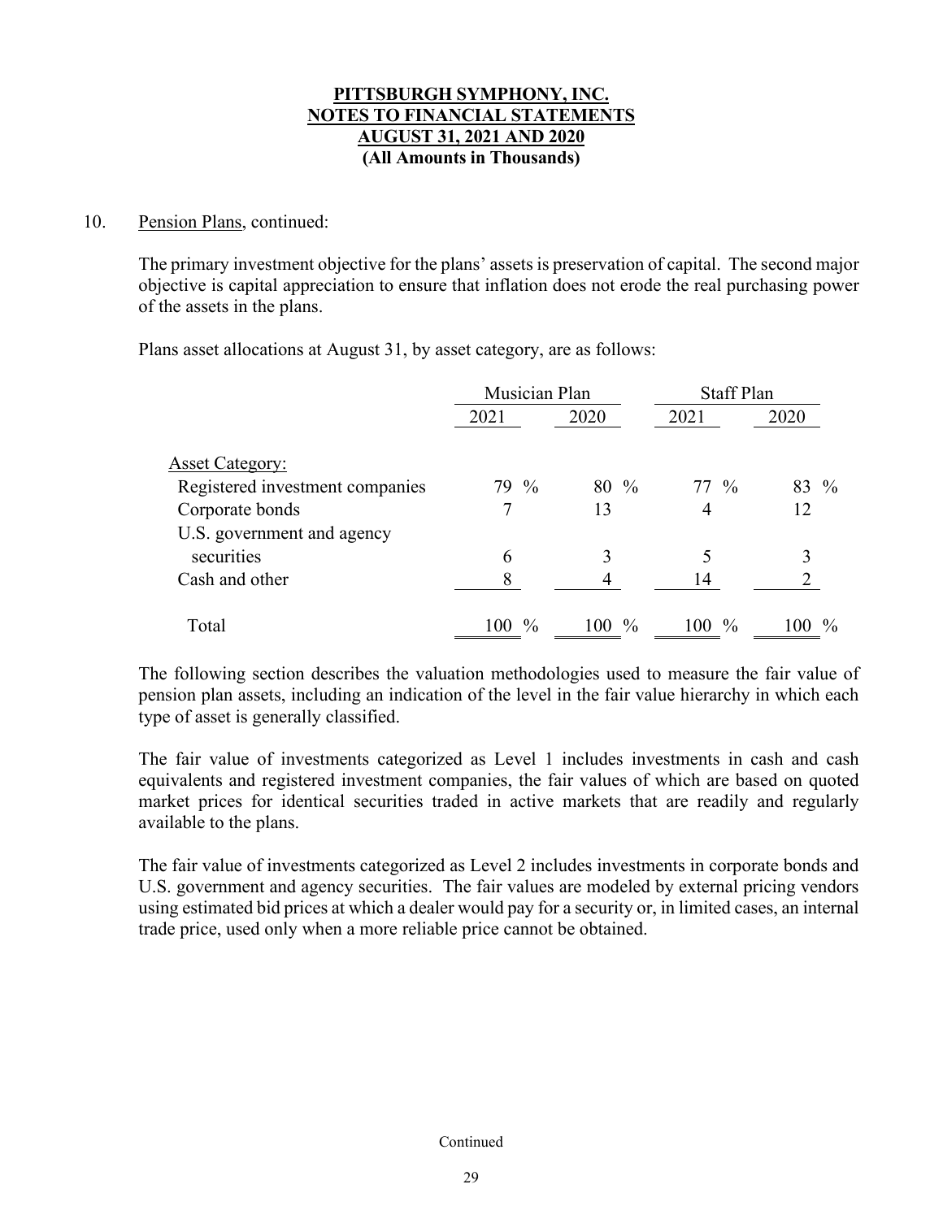**PITTSBURGH SYMPHONY, INC.**
**NOTES TO FINANCIAL STATEMENTS**
**AUGUST 31, 2021 AND 2020**
**(All Amounts in Thousands)**

10. Pension Plans, continued:

The primary investment objective for the plans' assets is preservation of capital. The second major objective is capital appreciation to ensure that inflation does not erode the real purchasing power of the assets in the plans.

Plans asset allocations at August 31, by asset category, are as follows:

| | Musician Plan | | Staff Plan | |
|---|---|---|---|---|
| | 2021 | 2020 | 2021 | 2020 |
| Asset Category: | | | | |
| Registered investment companies | 79 % | 80 % | 77 % | 83 % |
| Corporate bonds | 7 | 13 | 4 | 12 |
| U.S. government and agency securities | 6 | 3 | 5 | 3 |
| Cash and other | 8 | 4 | 14 | 2 |
| Total | 100 % | 100 % | 100 % | 100 % |

The following section describes the valuation methodologies used to measure the fair value of pension plan assets, including an indication of the level in the fair value hierarchy in which each type of asset is generally classified.

The fair value of investments categorized as Level 1 includes investments in cash and cash equivalents and registered investment companies, the fair values of which are based on quoted market prices for identical securities traded in active markets that are readily and regularly available to the plans.

The fair value of investments categorized as Level 2 includes investments in corporate bonds and U.S. government and agency securities. The fair values are modeled by external pricing vendors using estimated bid prices at which a dealer would pay for a security or, in limited cases, an internal trade price, used only when a more reliable price cannot be obtained.

Continued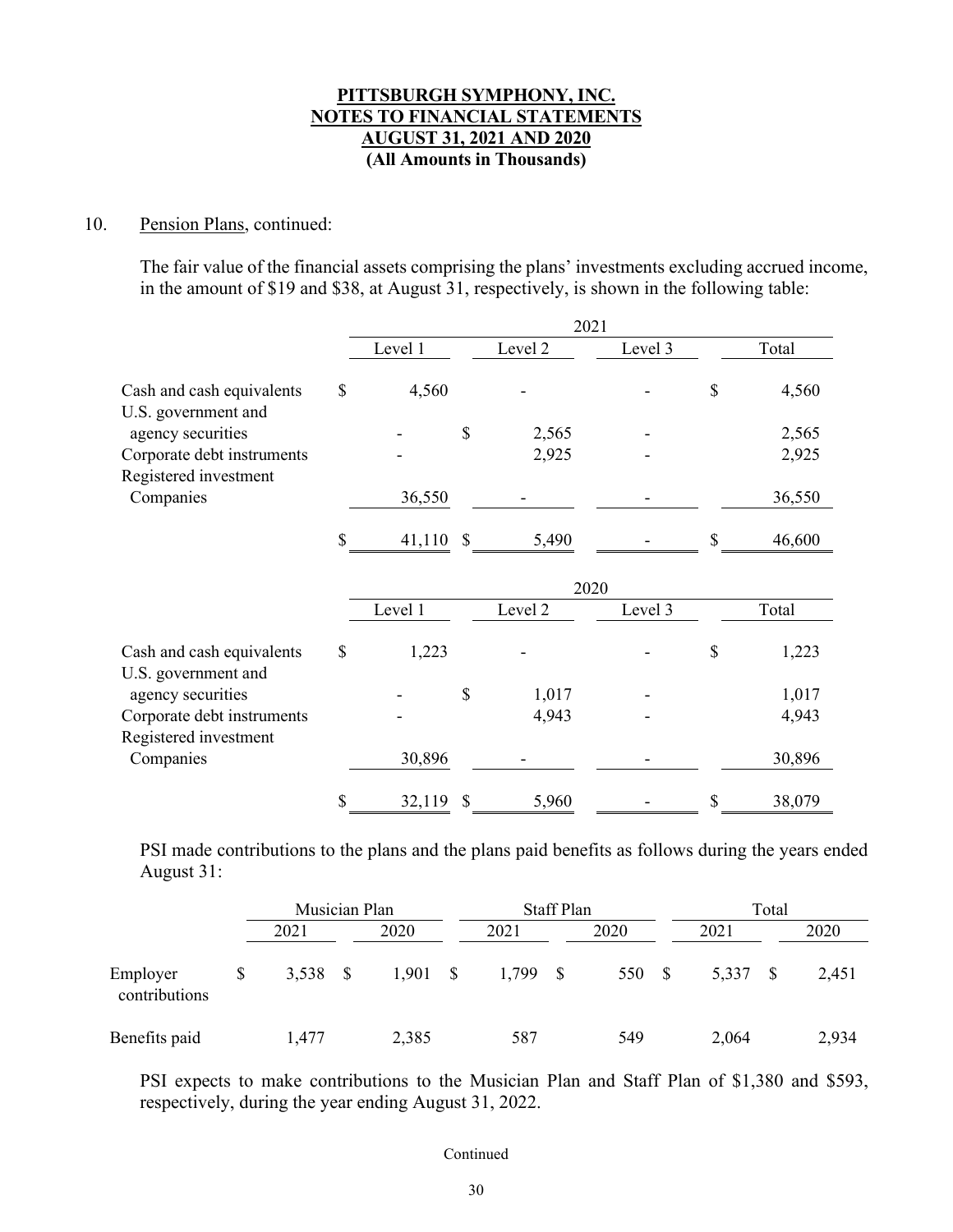**PITTSBURGH SYMPHONY, INC.**
**NOTES TO FINANCIAL STATEMENTS**
**AUGUST 31, 2021 AND 2020**
**(All Amounts in Thousands)**

10. Pension Plans, continued:

The fair value of the financial assets comprising the plans' investments excluding accrued income, in the amount of $19 and $38, at August 31, respectively, is shown in the following table:

| | 2021 | | | |
|---|---|---|---|---|
| | Level 1 | Level 2 | Level 3 | Total |
| Cash and cash equivalents | $ 4,560 | - | - | $ 4,560 |
| U.S. government and agency securities | - | $ 2,565 | - | 2,565 |
| Corporate debt instruments | - | 2,925 | - | 2,925 |
| Registered investment Companies | 36,550 | - | - | 36,550 |
| | $ 41,110 | $ 5,490 | - | $ 46,600 |

| | 2020 | | | |
|---|---|---|---|---|
| | Level 1 | Level 2 | Level 3 | Total |
| Cash and cash equivalents | $ 1,223 | - | - | $ 1,223 |
| U.S. government and agency securities | - | $ 1,017 | - | 1,017 |
| Corporate debt instruments | - | 4,943 | - | 4,943 |
| Registered investment Companies | 30,896 | - | - | 30,896 |
| | $ 32,119 | $ 5,960 | - | $ 38,079 |

PSI made contributions to the plans and the plans paid benefits as follows during the years ended August 31:

| | Musician Plan | | Staff Plan | | Total | |
|---|---|---|---|---|---|---|
| | 2021 | 2020 | 2021 | 2020 | 2021 | 2020 |
| Employer contributions | $ 3,538 | $ 1,901 | $ 1,799 | $ 550 | $ 5,337 | $ 2,451 |
| Benefits paid | 1,477 | 2,385 | 587 | 549 | 2,064 | 2,934 |

PSI expects to make contributions to the Musician Plan and Staff Plan of $1,380 and $593, respectively, during the year ending August 31, 2022.

Continued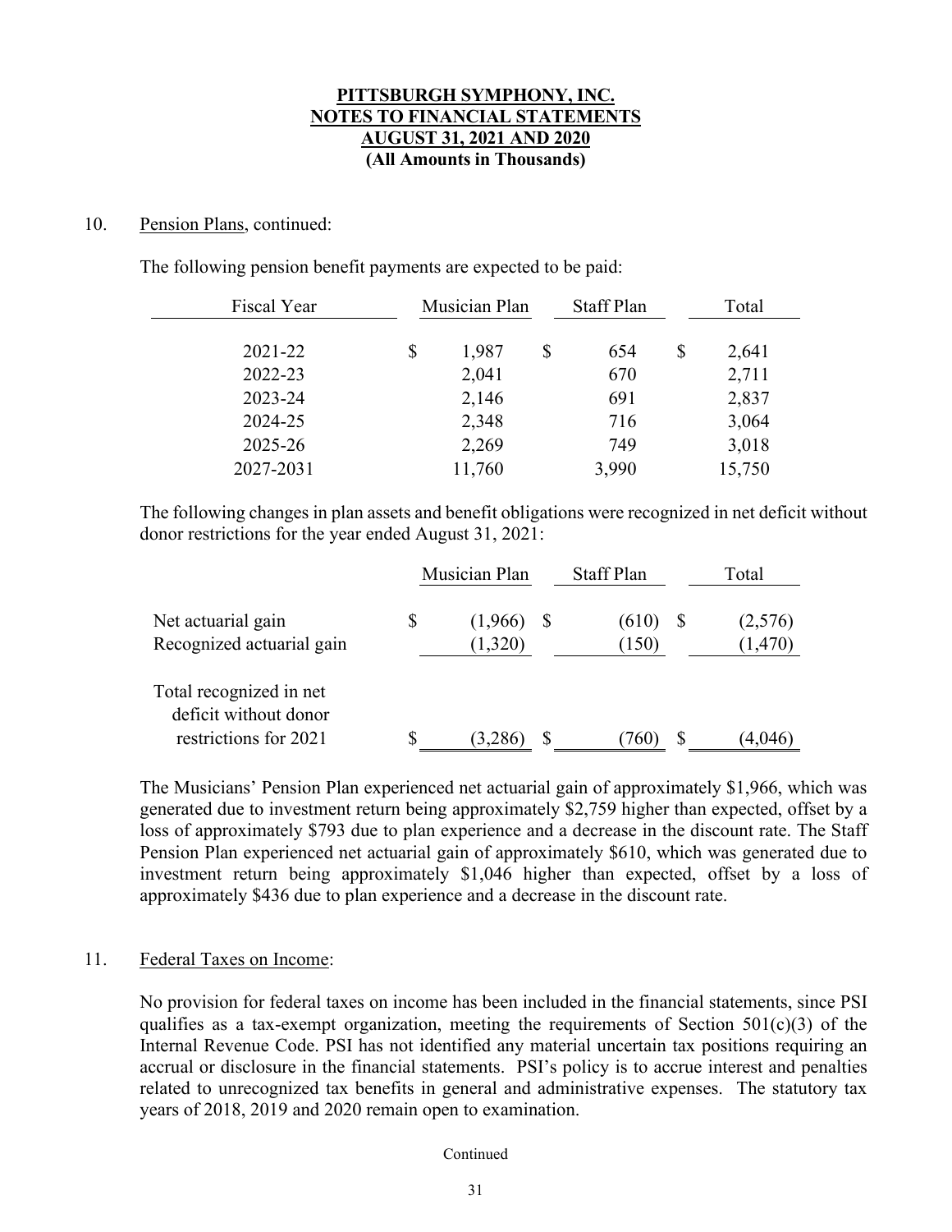**PITTSBURGH SYMPHONY, INC.**
**NOTES TO FINANCIAL STATEMENTS**
**AUGUST 31, 2021 AND 2020**
**(All Amounts in Thousands)**

10. Pension Plans, continued:

The following pension benefit payments are expected to be paid:

| Fiscal Year | Musician Plan | Staff Plan | Total |
|---|---|---|---|
| 2021-22 | $ 1,987 | $ 654 | $ 2,641 |
| 2022-23 | 2,041 | 670 | 2,711 |
| 2023-24 | 2,146 | 691 | 2,837 |
| 2024-25 | 2,348 | 716 | 3,064 |
| 2025-26 | 2,269 | 749 | 3,018 |
| 2027-2031 | 11,760 | 3,990 | 15,750 |

The following changes in plan assets and benefit obligations were recognized in net deficit without donor restrictions for the year ended August 31, 2021:

| | Musician Plan | Staff Plan | Total |
|---|---|---|---|
| Net actuarial gain | $ (1,966) | $ (610) | $ (2,576) |
| Recognized actuarial gain | (1,320) | (150) | (1,470) |
| Total recognized in net deficit without donor restrictions for 2021 | $ (3,286) | $ (760) | $ (4,046) |

The Musicians' Pension Plan experienced net actuarial gain of approximately $1,966, which was generated due to investment return being approximately $2,759 higher than expected, offset by a loss of approximately $793 due to plan experience and a decrease in the discount rate. The Staff Pension Plan experienced net actuarial gain of approximately $610, which was generated due to investment return being approximately $1,046 higher than expected, offset by a loss of approximately $436 due to plan experience and a decrease in the discount rate.

11. Federal Taxes on Income:

No provision for federal taxes on income has been included in the financial statements, since PSI qualifies as a tax-exempt organization, meeting the requirements of Section 501(c)(3) of the Internal Revenue Code. PSI has not identified any material uncertain tax positions requiring an accrual or disclosure in the financial statements. PSI's policy is to accrue interest and penalties related to unrecognized tax benefits in general and administrative expenses. The statutory tax years of 2018, 2019 and 2020 remain open to examination.

Continued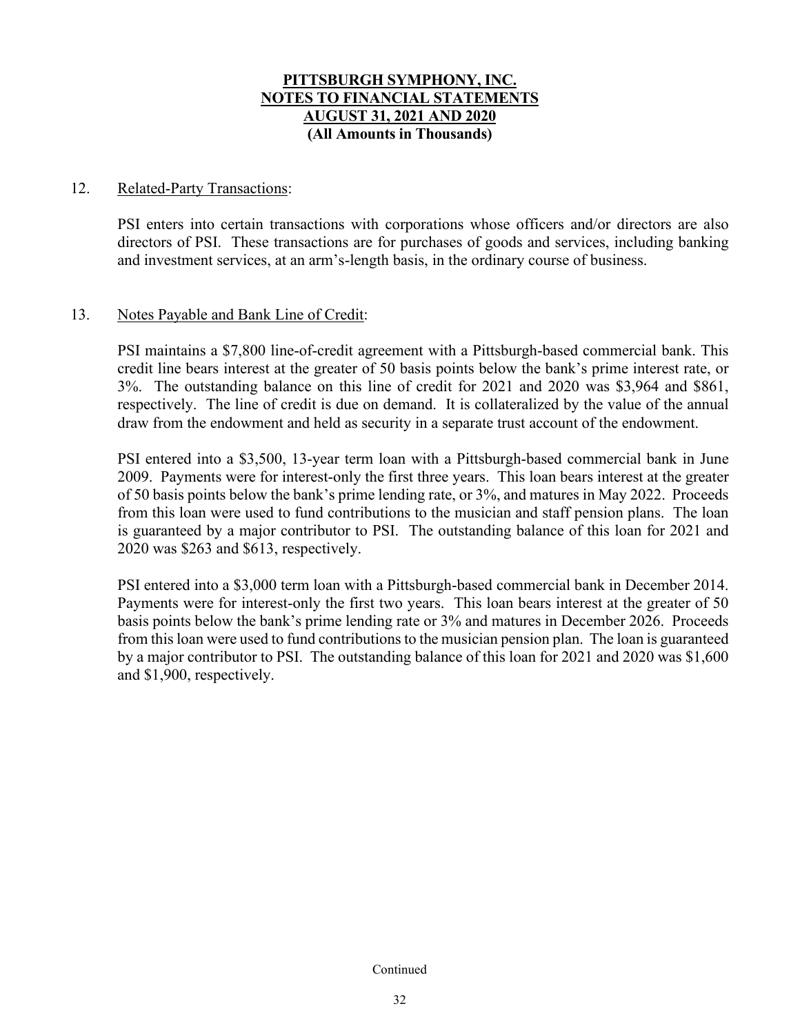**PITTSBURGH SYMPHONY, INC.**
**NOTES TO FINANCIAL STATEMENTS**
**AUGUST 31, 2021 AND 2020**
**(All Amounts in Thousands)**

12. Related-Party Transactions:

PSI enters into certain transactions with corporations whose officers and/or directors are also directors of PSI. These transactions are for purchases of goods and services, including banking and investment services, at an arm's-length basis, in the ordinary course of business.

13. Notes Payable and Bank Line of Credit:

PSI maintains a $7,800 line-of-credit agreement with a Pittsburgh-based commercial bank. This credit line bears interest at the greater of 50 basis points below the bank's prime interest rate, or 3%. The outstanding balance on this line of credit for 2021 and 2020 was $3,964 and $861, respectively. The line of credit is due on demand. It is collateralized by the value of the annual draw from the endowment and held as security in a separate trust account of the endowment.

PSI entered into a $3,500, 13-year term loan with a Pittsburgh-based commercial bank in June 2009. Payments were for interest-only the first three years. This loan bears interest at the greater of 50 basis points below the bank's prime lending rate, or 3%, and matures in May 2022. Proceeds from this loan were used to fund contributions to the musician and staff pension plans. The loan is guaranteed by a major contributor to PSI. The outstanding balance of this loan for 2021 and 2020 was $263 and $613, respectively.

PSI entered into a $3,000 term loan with a Pittsburgh-based commercial bank in December 2014. Payments were for interest-only the first two years. This loan bears interest at the greater of 50 basis points below the bank's prime lending rate or 3% and matures in December 2026. Proceeds from this loan were used to fund contributions to the musician pension plan. The loan is guaranteed by a major contributor to PSI. The outstanding balance of this loan for 2021 and 2020 was $1,600 and $1,900, respectively.

Continued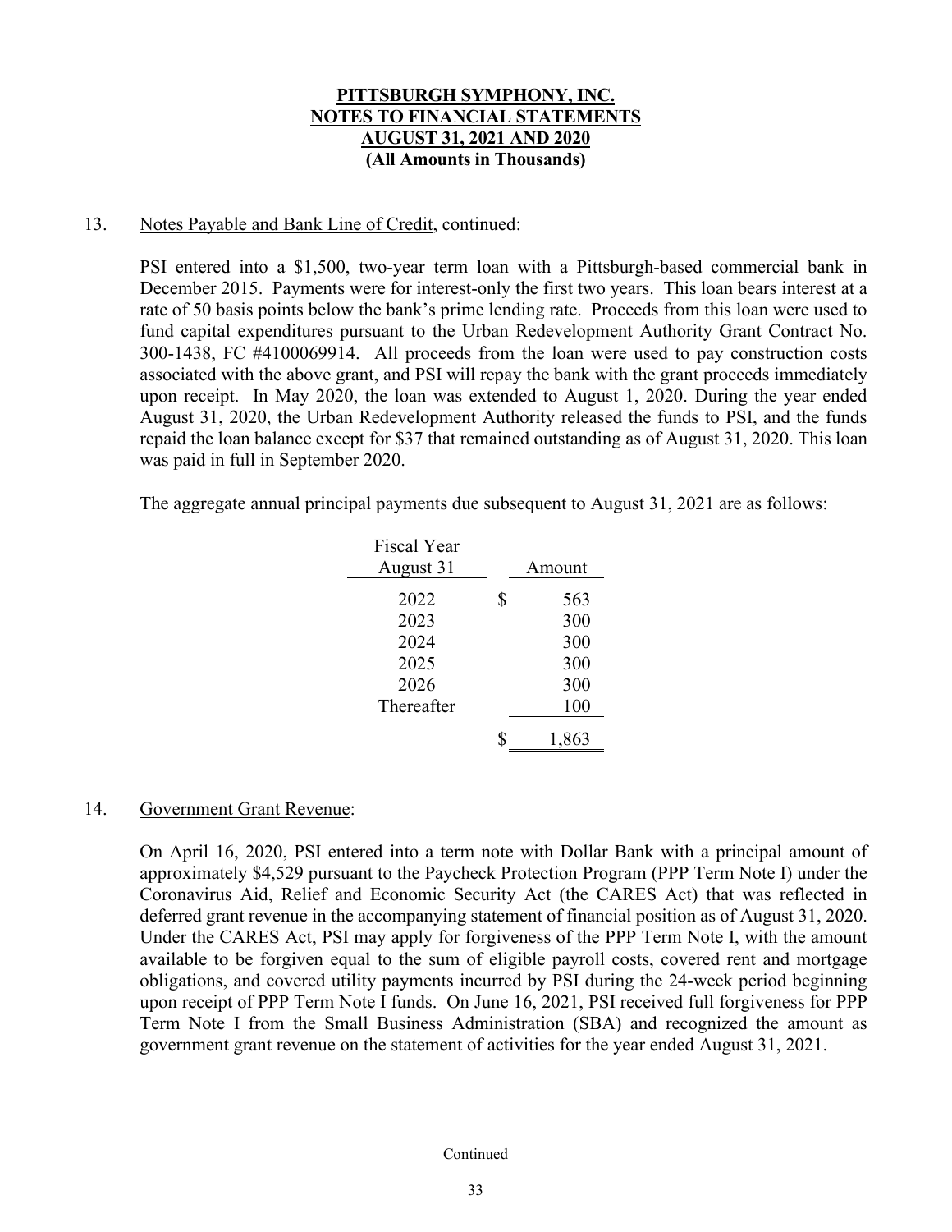**PITTSBURGH SYMPHONY, INC.**
**NOTES TO FINANCIAL STATEMENTS**
**AUGUST 31, 2021 AND 2020**
**(All Amounts in Thousands)**

13. Notes Payable and Bank Line of Credit, continued:

PSI entered into a $1,500, two-year term loan with a Pittsburgh-based commercial bank in December 2015. Payments were for interest-only the first two years. This loan bears interest at a rate of 50 basis points below the bank's prime lending rate. Proceeds from this loan were used to fund capital expenditures pursuant to the Urban Redevelopment Authority Grant Contract No. 300-1438, FC #4100069914. All proceeds from the loan were used to pay construction costs associated with the above grant, and PSI will repay the bank with the grant proceeds immediately upon receipt. In May 2020, the loan was extended to August 1, 2020. During the year ended August 31, 2020, the Urban Redevelopment Authority released the funds to PSI, and the funds repaid the loan balance except for $37 that remained outstanding as of August 31, 2020. This loan was paid in full in September 2020.

The aggregate annual principal payments due subsequent to August 31, 2021 are as follows:

| Fiscal Year August 31 | Amount |
|---|---|
| 2022 | $ 563 |
| 2023 | 300 |
| 2024 | 300 |
| 2025 | 300 |
| 2026 | 300 |
| Thereafter | 100 |
| | $ 1,863 |

14. Government Grant Revenue:

On April 16, 2020, PSI entered into a term note with Dollar Bank with a principal amount of approximately $4,529 pursuant to the Paycheck Protection Program (PPP Term Note I) under the Coronavirus Aid, Relief and Economic Security Act (the CARES Act) that was reflected in deferred grant revenue in the accompanying statement of financial position as of August 31, 2020. Under the CARES Act, PSI may apply for forgiveness of the PPP Term Note I, with the amount available to be forgiven equal to the sum of eligible payroll costs, covered rent and mortgage obligations, and covered utility payments incurred by PSI during the 24-week period beginning upon receipt of PPP Term Note I funds. On June 16, 2021, PSI received full forgiveness for PPP Term Note I from the Small Business Administration (SBA) and recognized the amount as government grant revenue on the statement of activities for the year ended August 31, 2021.

Continued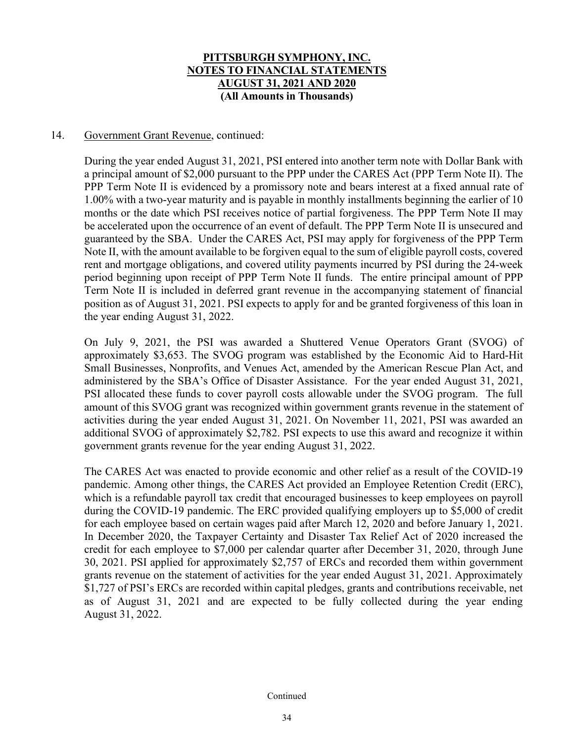**PITTSBURGH SYMPHONY, INC.**
**NOTES TO FINANCIAL STATEMENTS**
**AUGUST 31, 2021 AND 2020**
**(All Amounts in Thousands)**

14. Government Grant Revenue, continued:

During the year ended August 31, 2021, PSI entered into another term note with Dollar Bank with a principal amount of $2,000 pursuant to the PPP under the CARES Act (PPP Term Note II). The PPP Term Note II is evidenced by a promissory note and bears interest at a fixed annual rate of 1.00% with a two-year maturity and is payable in monthly installments beginning the earlier of 10 months or the date which PSI receives notice of partial forgiveness. The PPP Term Note II may be accelerated upon the occurrence of an event of default. The PPP Term Note II is unsecured and guaranteed by the SBA. Under the CARES Act, PSI may apply for forgiveness of the PPP Term Note II, with the amount available to be forgiven equal to the sum of eligible payroll costs, covered rent and mortgage obligations, and covered utility payments incurred by PSI during the 24-week period beginning upon receipt of PPP Term Note II funds. The entire principal amount of PPP Term Note II is included in deferred grant revenue in the accompanying statement of financial position as of August 31, 2021. PSI expects to apply for and be granted forgiveness of this loan in the year ending August 31, 2022.

On July 9, 2021, the PSI was awarded a Shuttered Venue Operators Grant (SVOG) of approximately $3,653. The SVOG program was established by the Economic Aid to Hard-Hit Small Businesses, Nonprofits, and Venues Act, amended by the American Rescue Plan Act, and administered by the SBA's Office of Disaster Assistance. For the year ended August 31, 2021, PSI allocated these funds to cover payroll costs allowable under the SVOG program. The full amount of this SVOG grant was recognized within government grants revenue in the statement of activities during the year ended August 31, 2021. On November 11, 2021, PSI was awarded an additional SVOG of approximately $2,782. PSI expects to use this award and recognize it within government grants revenue for the year ending August 31, 2022.

The CARES Act was enacted to provide economic and other relief as a result of the COVID-19 pandemic. Among other things, the CARES Act provided an Employee Retention Credit (ERC), which is a refundable payroll tax credit that encouraged businesses to keep employees on payroll during the COVID-19 pandemic. The ERC provided qualifying employers up to $5,000 of credit for each employee based on certain wages paid after March 12, 2020 and before January 1, 2021. In December 2020, the Taxpayer Certainty and Disaster Tax Relief Act of 2020 increased the credit for each employee to $7,000 per calendar quarter after December 31, 2020, through June 30, 2021. PSI applied for approximately $2,757 of ERCs and recorded them within government grants revenue on the statement of activities for the year ended August 31, 2021. Approximately $1,727 of PSI's ERCs are recorded within capital pledges, grants and contributions receivable, net as of August 31, 2021 and are expected to be fully collected during the year ending August 31, 2022.

Continued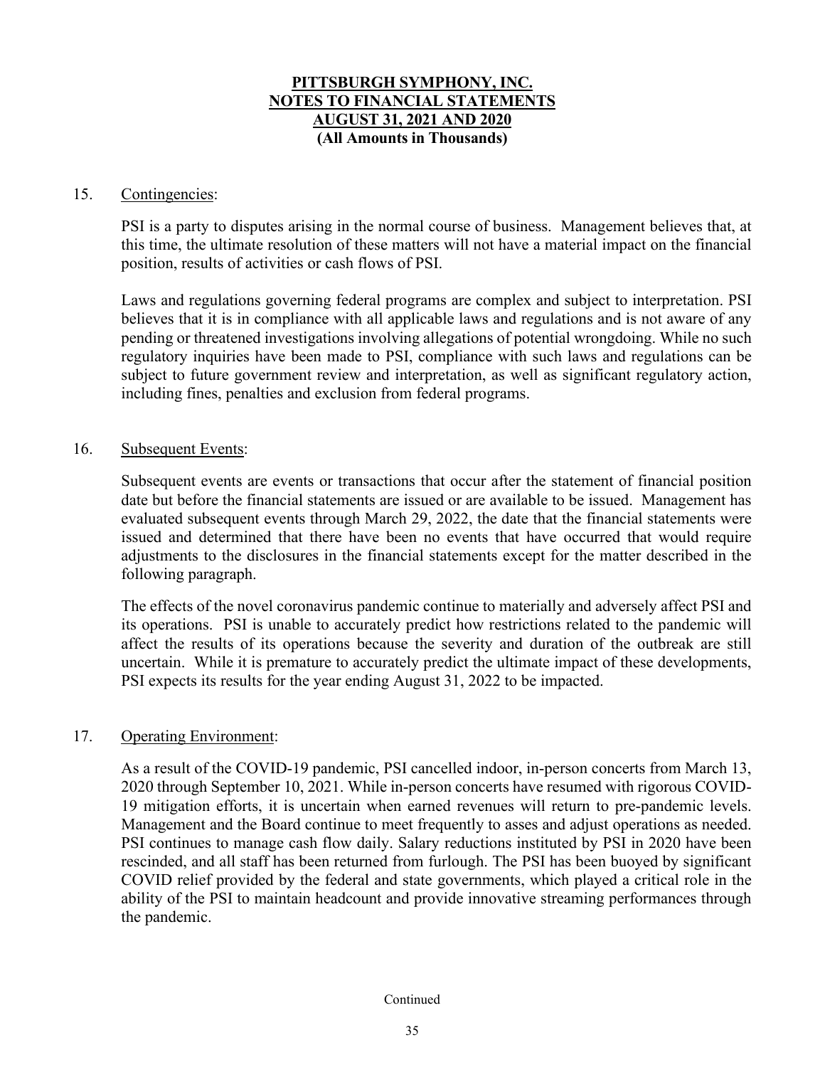**PITTSBURGH SYMPHONY, INC.**
**NOTES TO FINANCIAL STATEMENTS**
**AUGUST 31, 2021 AND 2020**
**(All Amounts in Thousands)**

15. Contingencies:

PSI is a party to disputes arising in the normal course of business. Management believes that, at this time, the ultimate resolution of these matters will not have a material impact on the financial position, results of activities or cash flows of PSI.

Laws and regulations governing federal programs are complex and subject to interpretation. PSI believes that it is in compliance with all applicable laws and regulations and is not aware of any pending or threatened investigations involving allegations of potential wrongdoing. While no such regulatory inquiries have been made to PSI, compliance with such laws and regulations can be subject to future government review and interpretation, as well as significant regulatory action, including fines, penalties and exclusion from federal programs.

16. Subsequent Events:

Subsequent events are events or transactions that occur after the statement of financial position date but before the financial statements are issued or are available to be issued. Management has evaluated subsequent events through March 29, 2022, the date that the financial statements were issued and determined that there have been no events that have occurred that would require adjustments to the disclosures in the financial statements except for the matter described in the following paragraph.

The effects of the novel coronavirus pandemic continue to materially and adversely affect PSI and its operations. PSI is unable to accurately predict how restrictions related to the pandemic will affect the results of its operations because the severity and duration of the outbreak are still uncertain. While it is premature to accurately predict the ultimate impact of these developments, PSI expects its results for the year ending August 31, 2022 to be impacted.

17. Operating Environment:

As a result of the COVID-19 pandemic, PSI cancelled indoor, in-person concerts from March 13, 2020 through September 10, 2021. While in-person concerts have resumed with rigorous COVID-19 mitigation efforts, it is uncertain when earned revenues will return to pre-pandemic levels. Management and the Board continue to meet frequently to asses and adjust operations as needed. PSI continues to manage cash flow daily. Salary reductions instituted by PSI in 2020 have been rescinded, and all staff has been returned from furlough. The PSI has been buoyed by significant COVID relief provided by the federal and state governments, which played a critical role in the ability of the PSI to maintain headcount and provide innovative streaming performances through the pandemic.

Continued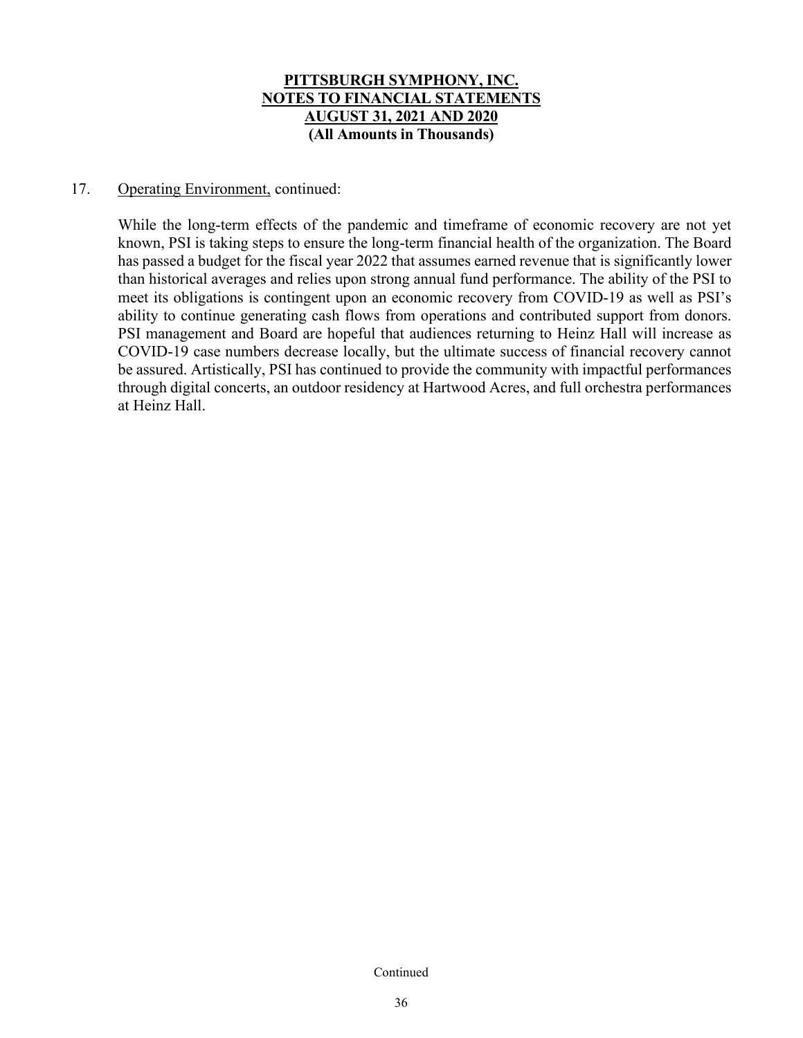17. Operating Environment, continued:

While the long-term effects of the pandemic and timeframe of economic recovery are not yet known, PSI is taking steps to ensure the long-term financial health of the organization. The Board has passed a budget for the fiscal year 2022 that assumes earned revenue that is significantly lower than historical averages and relies upon strong annual fund performance. The ability of the PSI to meet its obligations is contingent upon an economic recovery from COVID-19 as well as PSI's ability to continue generating cash flows from operations and contributed support from donors. PSI management and Board are hopeful that audiences returning to Heinz Hall will increase as COVID-19 case numbers decrease locally, but the ultimate success of financial recovery cannot be assured. Artistically, PSI has continued to provide the community with impactful performances through digital concerts, an outdoor residency at Hartwood Acres, and full orchestra performances at Heinz Hall.